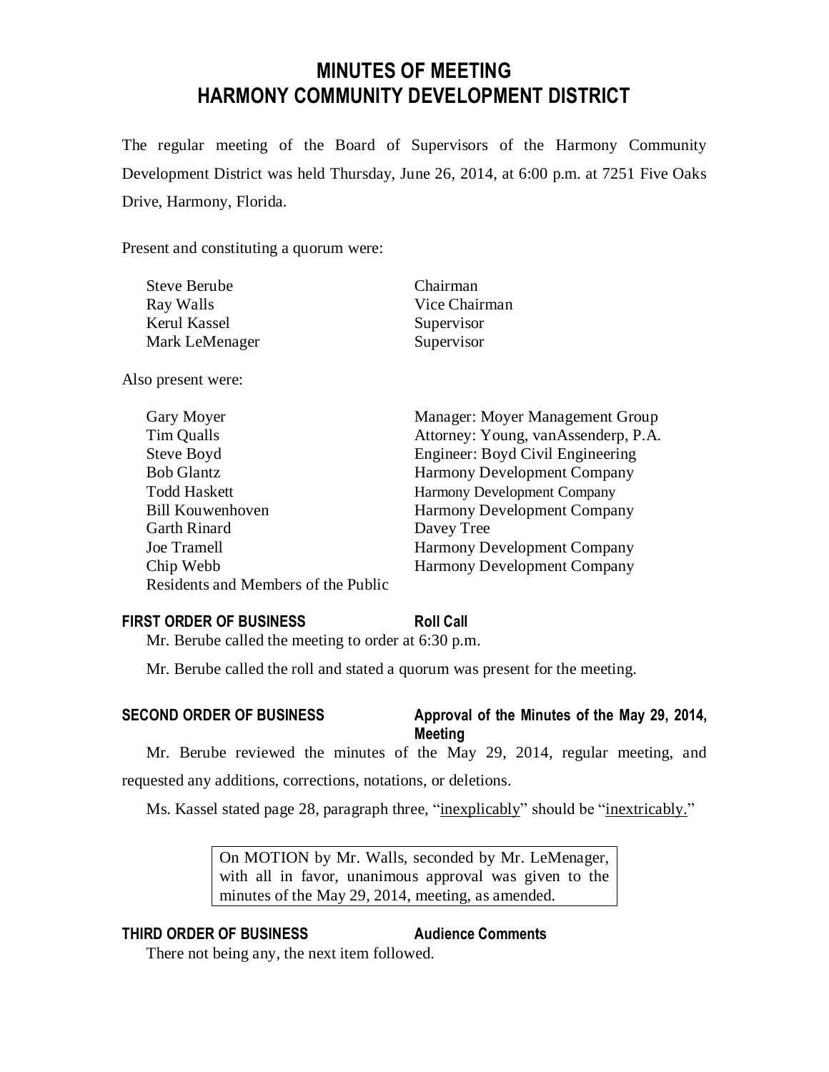# MINUTES OF MEETING
# HARMONY COMMUNITY DEVELOPMENT DISTRICT

The regular meeting of the Board of Supervisors of the Harmony Community Development District was held Thursday, June 26, 2014, at 6:00 p.m. at 7251 Five Oaks Drive, Harmony, Florida.

Present and constituting a quorum were:

| | |
|---|---|
| Steve Berube | Chairman |
| Ray Walls | Vice Chairman |
| Kerul Kassel | Supervisor |
| Mark LeMenager | Supervisor |

Also present were:

| | |
|---|---|
| Gary Moyer | Manager: Moyer Management Group |
| Tim Qualls | Attorney: Young, vanAssenderp, P.A. |
| Steve Boyd | Engineer: Boyd Civil Engineering |
| Bob Glantz | Harmony Development Company |
| Todd Haskett | Harmony Development Company |
| Bill Kouwenhoven | Harmony Development Company |
| Garth Rinard | Davey Tree |
| Joe Tramell | Harmony Development Company |
| Chip Webb | Harmony Development Company |
| Residents and Members of the Public | |

**FIRST ORDER OF BUSINESS** **Roll Call**

Mr. Berube called the meeting to order at 6:30 p.m.

Mr. Berube called the roll and stated a quorum was present for the meeting.

**SECOND ORDER OF BUSINESS** **Approval of the Minutes of the May 29, 2014, Meeting**

Mr. Berube reviewed the minutes of the May 29, 2014, regular meeting, and requested any additions, corrections, notations, or deletions.

Ms. Kassel stated page 28, paragraph three, "<u>inexplicably</u>" should be "<u>inextricably.</u>"

> On MOTION by Mr. Walls, seconded by Mr. LeMenager, with all in favor, unanimous approval was given to the minutes of the May 29, 2014, meeting, as amended.

**THIRD ORDER OF BUSINESS** **Audience Comments**

There not being any, the next item followed.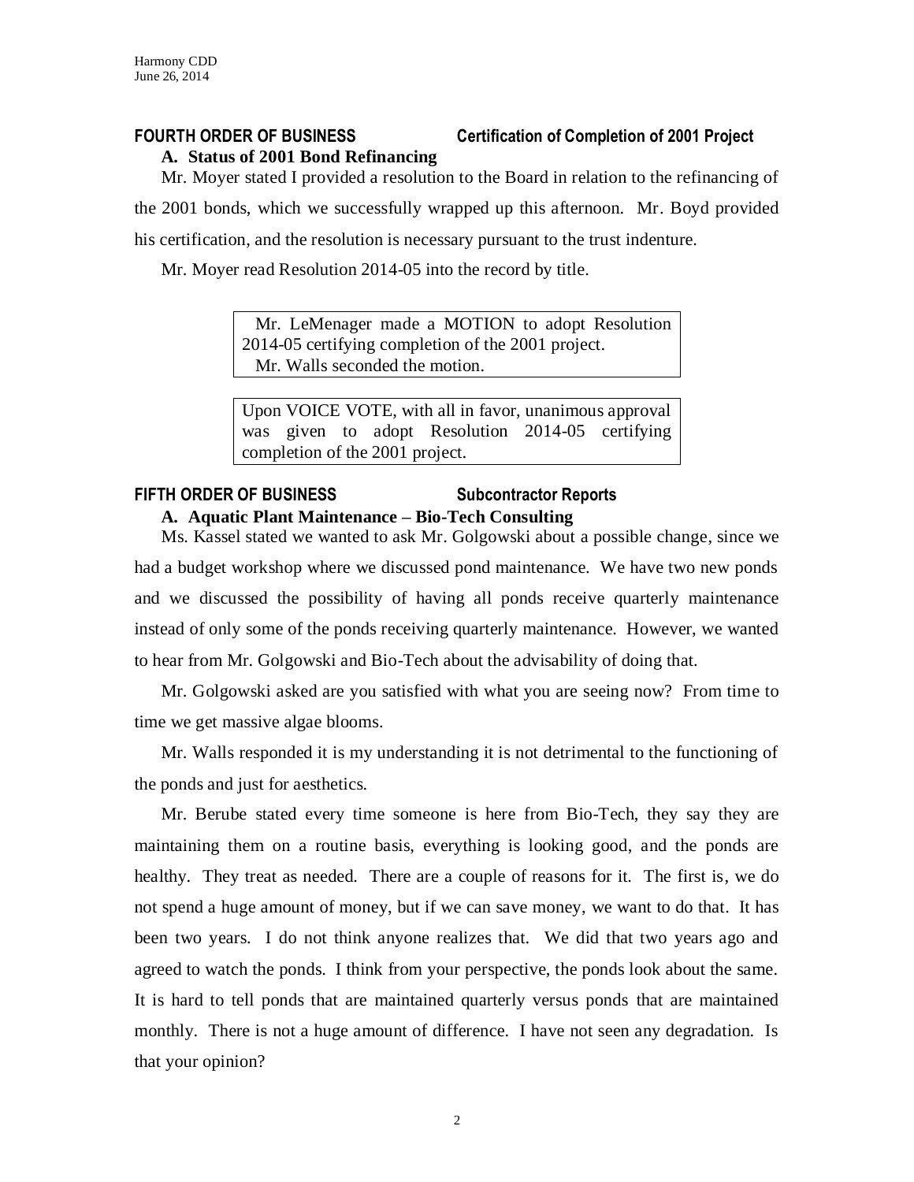## FOURTH ORDER BUSINESS Certification of Completion of 2001 Project

### A. Status of 2001 Bond Refinancing

Mr. Moyer stated I provided a resolution to the Board in relation to the refinancing of the 2001 bonds, which we successfully wrapped up this afternoon. Mr. Boyd provided his certification, and the resolution is necessary pursuant to the trust indenture.

Mr. Moyer read Resolution 2014-05 into the record by title.

> Mr. LeMenager made a MOTION to adopt Resolution 2014-05 certifying completion of the 2001 project.
> Mr. Walls seconded the motion.

> Upon VOICE VOTE, with all in favor, unanimous approval was given to adopt Resolution 2014-05 certifying completion of the 2001 project.

## FIFTH ORDER OF BUSINESS Subcontractor Reports

### A. Aquatic Plant Maintenance – Bio-Tech Consulting

Ms. Kassel stated we wanted to ask Mr. Golgowski about a possible change, since we had a budget workshop where we discussed pond maintenance. We have two new ponds and we discussed the possibility of having all ponds receive quarterly maintenance instead of only some of the ponds receiving quarterly maintenance. However, we wanted to hear from Mr. Golgowski and Bio-Tech about the advisability of doing that.

Mr. Golgowski asked are you satisfied with what you are seeing now? From time to time we get massive algae blooms.

Mr. Walls responded it is my understanding it is not detrimental to the functioning of the ponds and just for aesthetics.

Mr. Berube stated every time someone is here from Bio-Tech, they say they are maintaining them on a routine basis, everything is looking good, and the ponds are healthy. They treat as needed. There are a couple of reasons for it. The first is, we do not spend a huge amount of money, but if we can save money, we want to do that. It has been two years. I do not think anyone realizes that. We did that two years ago and agreed to watch the ponds. I think from your perspective, the ponds look about the same. It is hard to tell ponds that are maintained quarterly versus ponds that are maintained monthly. There is not a huge amount of difference. I have not seen any degradation. Is that your opinion?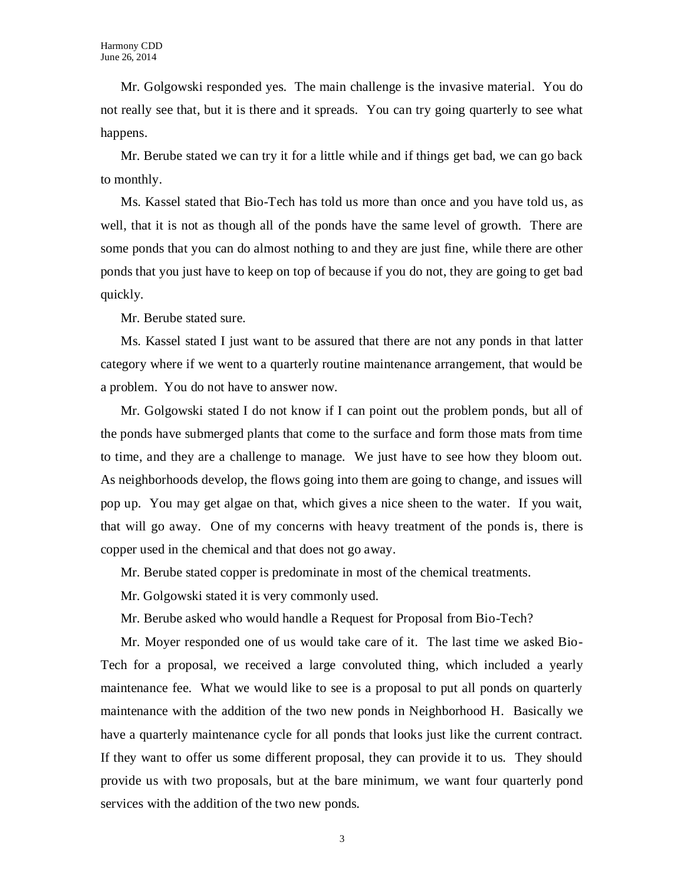Mr. Golgowski responded yes. The main challenge is the invasive material. You do not really see that, but it is there and it spreads. You can try going quarterly to see what happens.

Mr. Berube stated we can try it for a little while and if things get bad, we can go back to monthly.

Ms. Kassel stated that Bio-Tech has told us more than once and you have told us, as well, that it is not as though all of the ponds have the same level of growth. There are some ponds that you can do almost nothing to and they are just fine, while there are other ponds that you just have to keep on top of because if you do not, they are going to get bad quickly.

Mr. Berube stated sure.

Ms. Kassel stated I just want to be assured that there are not any ponds in that latter category where if we went to a quarterly routine maintenance arrangement, that would be a problem. You do not have to answer now.

Mr. Golgowski stated I do not know if I can point out the problem ponds, but all of the ponds have submerged plants that come to the surface and form those mats from time to time, and they are a challenge to manage. We just have to see how they bloom out. As neighborhoods develop, the flows going into them are going to change, and issues will pop up. You may get algae on that, which gives a nice sheen to the water. If you wait, that will go away. One of my concerns with heavy treatment of the ponds is, there is copper used in the chemical and that does not go away.

Mr. Berube stated copper is predominate in most of the chemical treatments.

Mr. Golgowski stated it is very commonly used.

Mr. Berube asked who would handle a Request for Proposal from Bio-Tech?

Mr. Moyer responded one of us would take care of it. The last time we asked Bio-Tech for a proposal, we received a large convoluted thing, which included a yearly maintenance fee. What we would like to see is a proposal to put all ponds on quarterly maintenance with the addition of the two new ponds in Neighborhood H. Basically we have a quarterly maintenance cycle for all ponds that looks just like the current contract. If they want to offer us some different proposal, they can provide it to us. They should provide us with two proposals, but at the bare minimum, we want four quarterly pond services with the addition of the two new ponds.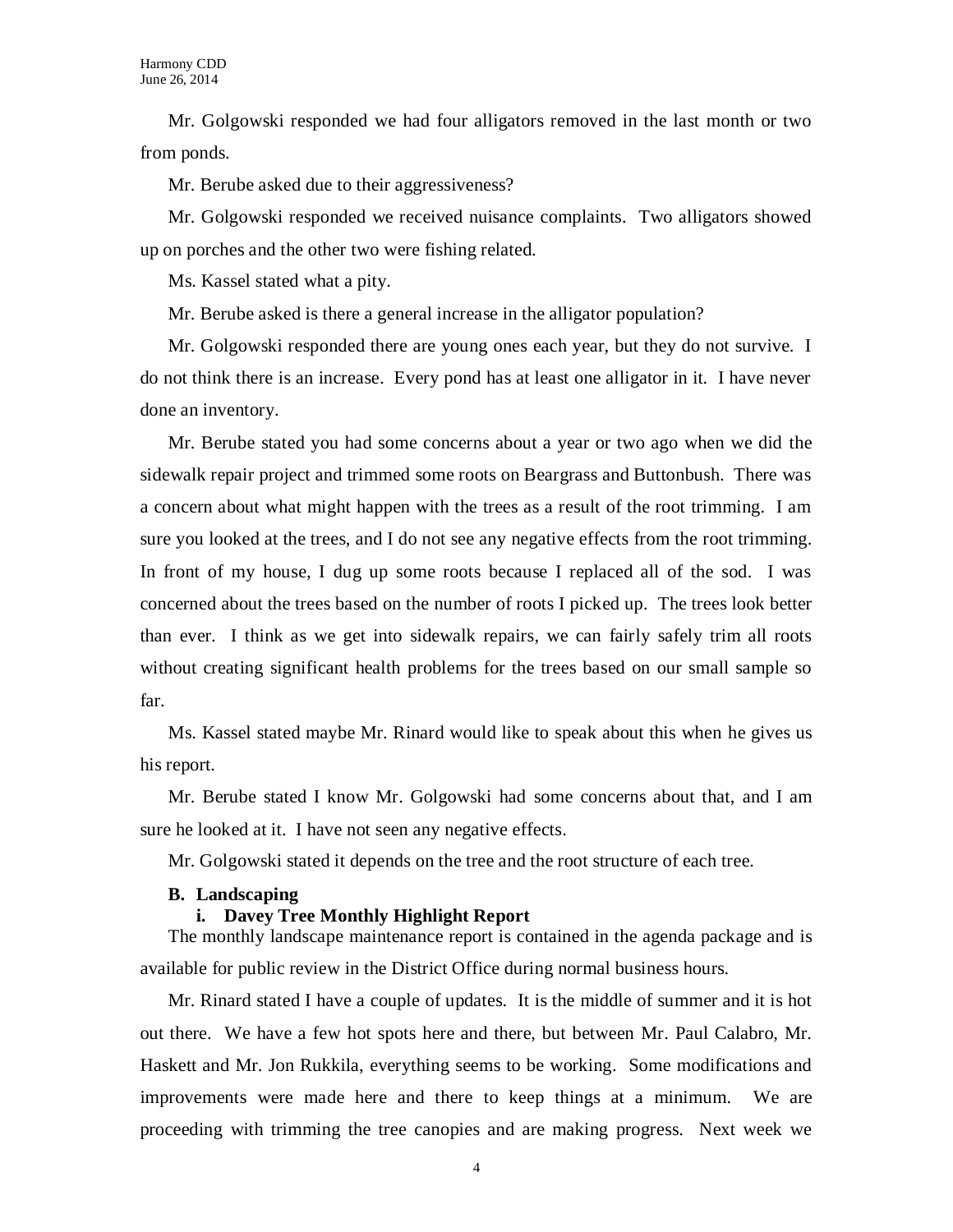Mr. Golgowski responded we had four alligators removed in the last month or two from ponds.

Mr. Berube asked due to their aggressiveness?

Mr. Golgowski responded we received nuisance complaints. Two alligators showed up on porches and the other two were fishing related.

Ms. Kassel stated what a pity.

Mr. Berube asked is there a general increase in the alligator population?

Mr. Golgowski responded there are young ones each year, but they do not survive. I do not think there is an increase. Every pond has at least one alligator in it. I have never done an inventory.

Mr. Berube stated you had some concerns about a year or two ago when we did the sidewalk repair project and trimmed some roots on Beargrass and Buttonbush. There was a concern about what might happen with the trees as a result of the root trimming. I am sure you looked at the trees, and I do not see any negative effects from the root trimming. In front of my house, I dug up some roots because I replaced all of the sod. I was concerned about the trees based on the number of roots I picked up. The trees look better than ever. I think as we get into sidewalk repairs, we can fairly safely trim all roots without creating significant health problems for the trees based on our small sample so far.

Ms. Kassel stated maybe Mr. Rinard would like to speak about this when he gives us his report.

Mr. Berube stated I know Mr. Golgowski had some concerns about that, and I am sure he looked at it. I have not seen any negative effects.

Mr. Golgowski stated it depends on the tree and the root structure of each tree.

**B. Landscaping**

**i. Davey Tree Monthly Highlight Report**

The monthly landscape maintenance report is contained in the agenda package and is available for public review in the District Office during normal business hours.

Mr. Rinard stated I have a couple of updates. It is the middle of summer and it is hot out there. We have a few hot spots here and there, but between Mr. Paul Calabro, Mr. Haskett and Mr. Jon Rukkila, everything seems to be working. Some modifications and improvements were made here and there to keep things at a minimum. We are proceeding with trimming the tree canopies and are making progress. Next week we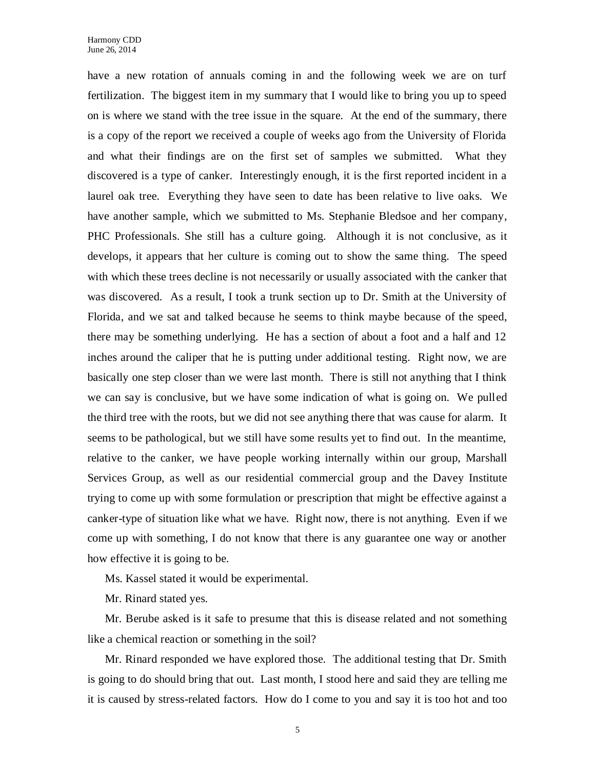have a new rotation of annuals coming in and the following week we are on turf fertilization. The biggest item in my summary that I would like to bring you up to speed on is where we stand with the tree issue in the square. At the end of the summary, there is a copy of the report we received a couple of weeks ago from the University of Florida and what their findings are on the first set of samples we submitted. What they discovered is a type of canker. Interestingly enough, it is the first reported incident in a laurel oak tree. Everything they have seen to date has been relative to live oaks. We have another sample, which we submitted to Ms. Stephanie Bledsoe and her company, PHC Professionals. She still has a culture going. Although it is not conclusive, as it develops, it appears that her culture is coming out to show the same thing. The speed with which these trees decline is not necessarily or usually associated with the canker that was discovered. As a result, I took a trunk section up to Dr. Smith at the University of Florida, and we sat and talked because he seems to think maybe because of the speed, there may be something underlying. He has a section of about a foot and a half and 12 inches around the caliper that he is putting under additional testing. Right now, we are basically one step closer than we were last month. There is still not anything that I think we can say is conclusive, but we have some indication of what is going on. We pulled the third tree with the roots, but we did not see anything there that was cause for alarm. It seems to be pathological, but we still have some results yet to find out. In the meantime, relative to the canker, we have people working internally within our group, Marshall Services Group, as well as our residential commercial group and the Davey Institute trying to come up with some formulation or prescription that might be effective against a canker-type of situation like what we have. Right now, there is not anything. Even if we come up with something, I do not know that there is any guarantee one way or another how effective it is going to be.

Ms. Kassel stated it would be experimental.

Mr. Rinard stated yes.

Mr. Berube asked is it safe to presume that this is disease related and not something like a chemical reaction or something in the soil?

Mr. Rinard responded we have explored those. The additional testing that Dr. Smith is going to do should bring that out. Last month, I stood here and said they are telling me it is caused by stress-related factors. How do I come to you and say it is too hot and too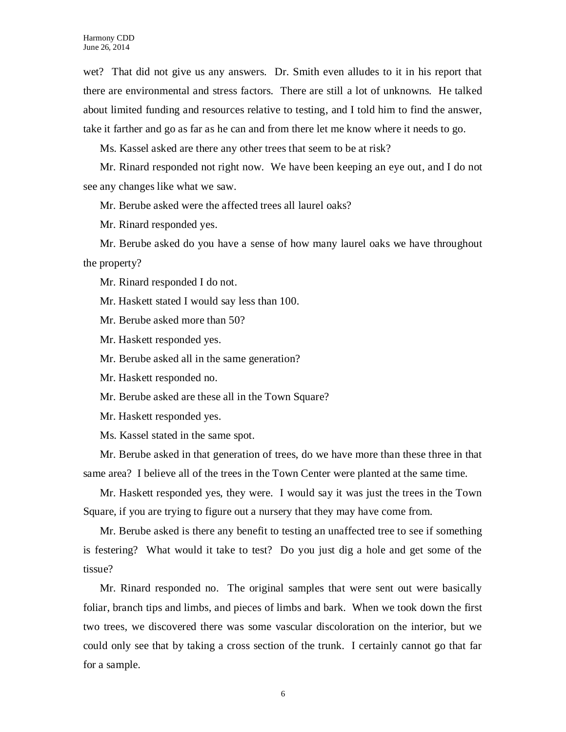wet? That did not give us any answers. Dr. Smith even alludes to it in his report that there are environmental and stress factors. There are still a lot of unknowns. He talked about limited funding and resources relative to testing, and I told him to find the answer, take it farther and go as far as he can and from there let me know where it needs to go.

Ms. Kassel asked are there any other trees that seem to be at risk?

Mr. Rinard responded not right now. We have been keeping an eye out, and I do not see any changes like what we saw.

Mr. Berube asked were the affected trees all laurel oaks?

Mr. Rinard responded yes.

Mr. Berube asked do you have a sense of how many laurel oaks we have throughout the property?

Mr. Rinard responded I do not.

Mr. Haskett stated I would say less than 100.

Mr. Berube asked more than 50?

Mr. Haskett responded yes.

Mr. Berube asked all in the same generation?

Mr. Haskett responded no.

Mr. Berube asked are these all in the Town Square?

Mr. Haskett responded yes.

Ms. Kassel stated in the same spot.

Mr. Berube asked in that generation of trees, do we have more than these three in that same area? I believe all of the trees in the Town Center were planted at the same time.

Mr. Haskett responded yes, they were. I would say it was just the trees in the Town Square, if you are trying to figure out a nursery that they may have come from.

Mr. Berube asked is there any benefit to testing an unaffected tree to see if something is festering? What would it take to test? Do you just dig a hole and get some of the tissue?

Mr. Rinard responded no. The original samples that were sent out were basically foliar, branch tips and limbs, and pieces of limbs and bark. When we took down the first two trees, we discovered there was some vascular discoloration on the interior, but we could only see that by taking a cross section of the trunk. I certainly cannot go that far for a sample.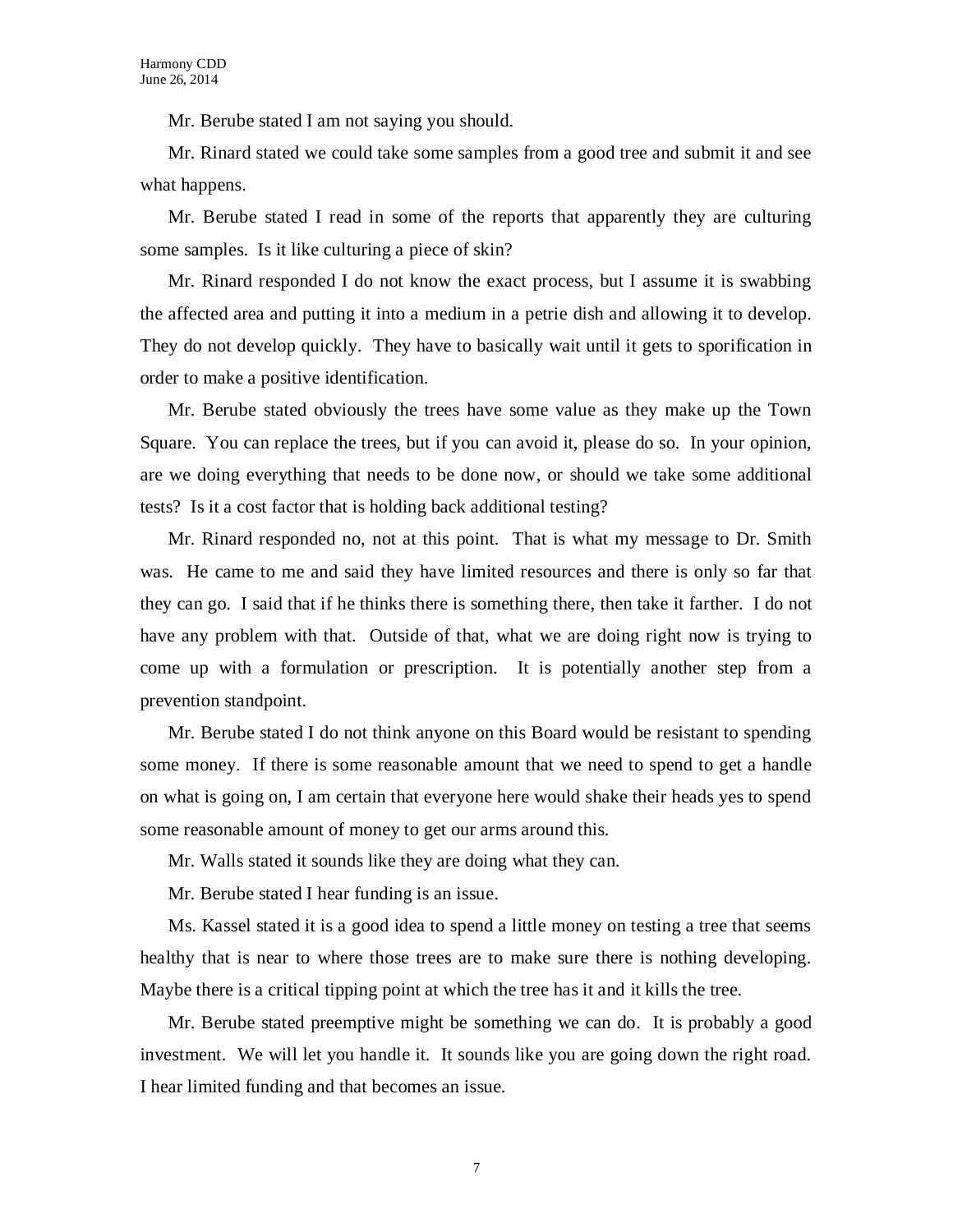Mr. Berube stated I am not saying you should.

Mr. Rinard stated we could take some samples from a good tree and submit it and see what happens.

Mr. Berube stated I read in some of the reports that apparently they are culturing some samples. Is it like culturing a piece of skin?

Mr. Rinard responded I do not know the exact process, but I assume it is swabbing the affected area and putting it into a medium in a petrie dish and allowing it to develop. They do not develop quickly. They have to basically wait until it gets to sporification in order to make a positive identification.

Mr. Berube stated obviously the trees have some value as they make up the Town Square. You can replace the trees, but if you can avoid it, please do so. In your opinion, are we doing everything that needs to be done now, or should we take some additional tests? Is it a cost factor that is holding back additional testing?

Mr. Rinard responded no, not at this point. That is what my message to Dr. Smith was. He came to me and said they have limited resources and there is only so far that they can go. I said that if he thinks there is something there, then take it farther. I do not have any problem with that. Outside of that, what we are doing right now is trying to come up with a formulation or prescription. It is potentially another step from a prevention standpoint.

Mr. Berube stated I do not think anyone on this Board would be resistant to spending some money. If there is some reasonable amount that we need to spend to get a handle on what is going on, I am certain that everyone here would shake their heads yes to spend some reasonable amount of money to get our arms around this.

Mr. Walls stated it sounds like they are doing what they can.

Mr. Berube stated I hear funding is an issue.

Ms. Kassel stated it is a good idea to spend a little money on testing a tree that seems healthy that is near to where those trees are to make sure there is nothing developing. Maybe there is a critical tipping point at which the tree has it and it kills the tree.

Mr. Berube stated preemptive might be something we can do. It is probably a good investment. We will let you handle it. It sounds like you are going down the right road. I hear limited funding and that becomes an issue.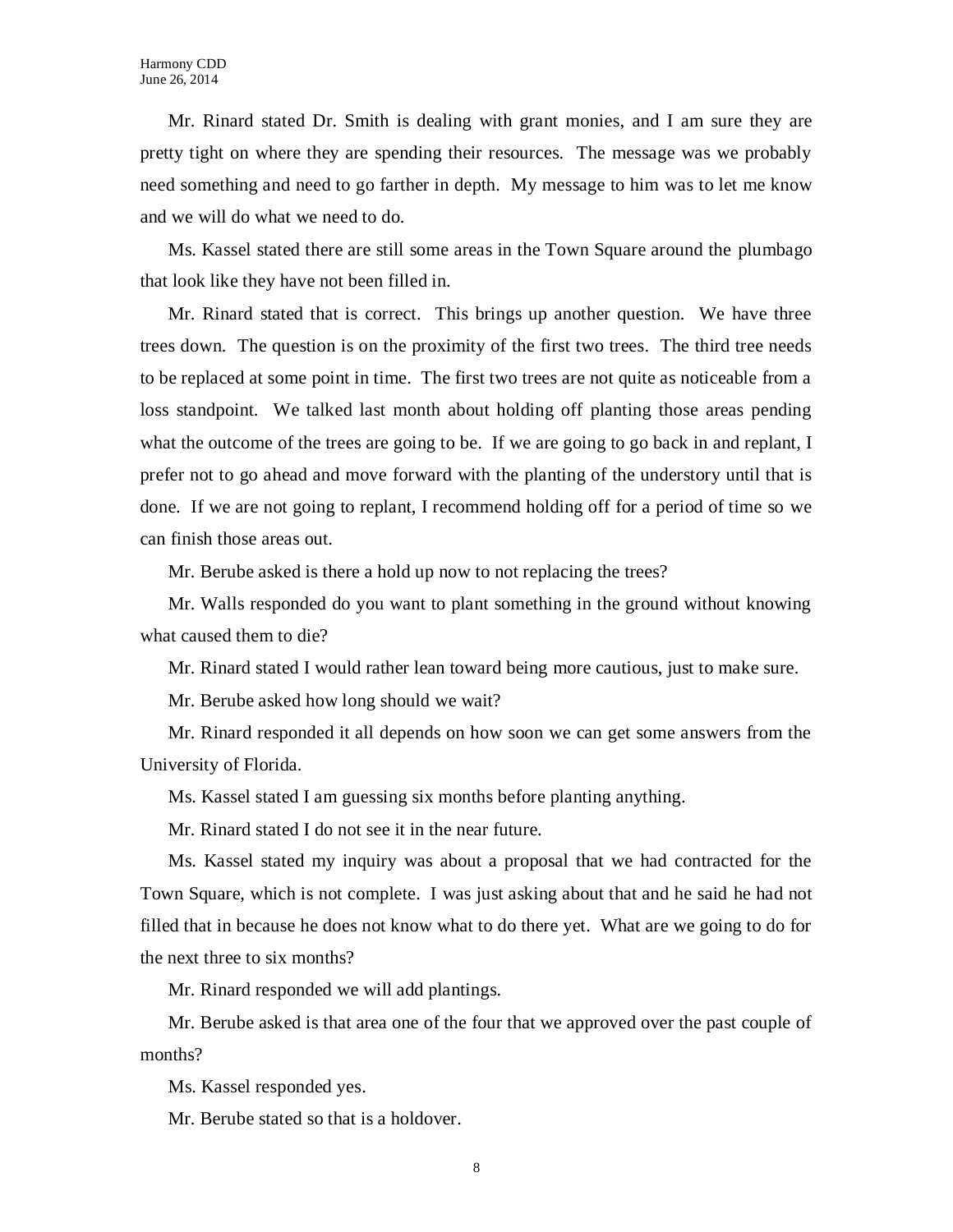Mr. Rinard stated Dr. Smith is dealing with grant monies, and I am sure they are pretty tight on where they are spending their resources. The message was we probably need something and need to go farther in depth. My message to him was to let me know and we will do what we need to do.

Ms. Kassel stated there are still some areas in the Town Square around the plumbago that look like they have not been filled in.

Mr. Rinard stated that is correct. This brings up another question. We have three trees down. The question is on the proximity of the first two trees. The third tree needs to be replaced at some point in time. The first two trees are not quite as noticeable from a loss standpoint. We talked last month about holding off planting those areas pending what the outcome of the trees are going to be. If we are going to go back in and replant, I prefer not to go ahead and move forward with the planting of the understory until that is done. If we are not going to replant, I recommend holding off for a period of time so we can finish those areas out.

Mr. Berube asked is there a hold up now to not replacing the trees?

Mr. Walls responded do you want to plant something in the ground without knowing what caused them to die?

Mr. Rinard stated I would rather lean toward being more cautious, just to make sure.

Mr. Berube asked how long should we wait?

Mr. Rinard responded it all depends on how soon we can get some answers from the University of Florida.

Ms. Kassel stated I am guessing six months before planting anything.

Mr. Rinard stated I do not see it in the near future.

Ms. Kassel stated my inquiry was about a proposal that we had contracted for the Town Square, which is not complete. I was just asking about that and he said he had not filled that in because he does not know what to do there yet. What are we going to do for the next three to six months?

Mr. Rinard responded we will add plantings.

Mr. Berube asked is that area one of the four that we approved over the past couple of months?

Ms. Kassel responded yes.

Mr. Berube stated so that is a holdover.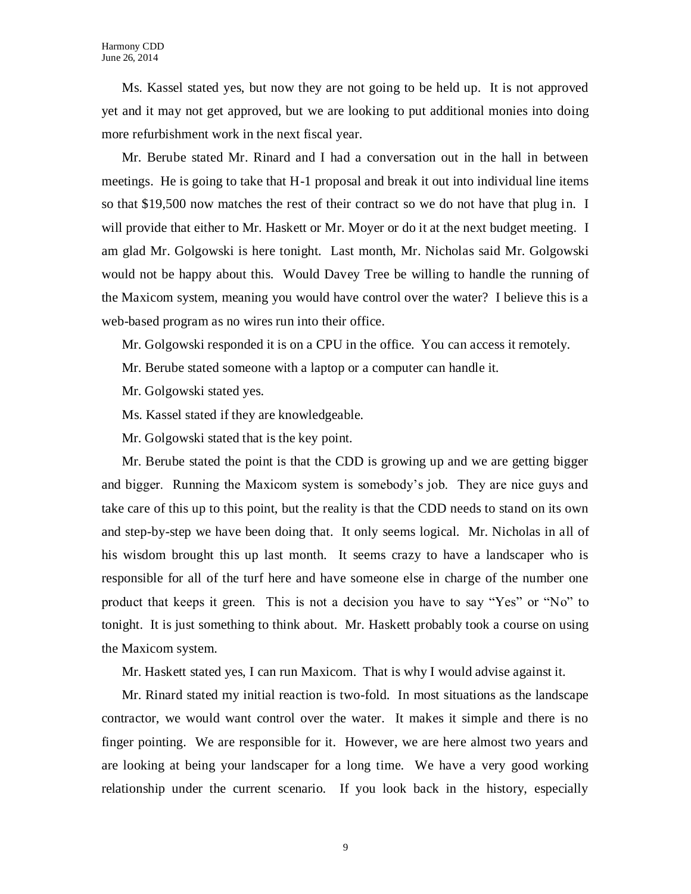Ms. Kassel stated yes, but now they are not going to be held up. It is not approved yet and it may not get approved, but we are looking to put additional monies into doing more refurbishment work in the next fiscal year.

Mr. Berube stated Mr. Rinard and I had a conversation out in the hall in between meetings. He is going to take that H-1 proposal and break it out into individual line items so that $19,500 now matches the rest of their contract so we do not have that plug in. I will provide that either to Mr. Haskett or Mr. Moyer or do it at the next budget meeting. I am glad Mr. Golgowski is here tonight. Last month, Mr. Nicholas said Mr. Golgowski would not be happy about this. Would Davey Tree be willing to handle the running of the Maxicom system, meaning you would have control over the water? I believe this is a web-based program as no wires run into their office.

Mr. Golgowski responded it is on a CPU in the office. You can access it remotely.

Mr. Berube stated someone with a laptop or a computer can handle it.

Mr. Golgowski stated yes.

Ms. Kassel stated if they are knowledgeable.

Mr. Golgowski stated that is the key point.

Mr. Berube stated the point is that the CDD is growing up and we are getting bigger and bigger. Running the Maxicom system is somebody's job. They are nice guys and take care of this up to this point, but the reality is that the CDD needs to stand on its own and step-by-step we have been doing that. It only seems logical. Mr. Nicholas in all of his wisdom brought this up last month. It seems crazy to have a landscaper who is responsible for all of the turf here and have someone else in charge of the number one product that keeps it green. This is not a decision you have to say "Yes" or "No" to tonight. It is just something to think about. Mr. Haskett probably took a course on using the Maxicom system.

Mr. Haskett stated yes, I can run Maxicom. That is why I would advise against it.

Mr. Rinard stated my initial reaction is two-fold. In most situations as the landscape contractor, we would want control over the water. It makes it simple and there is no finger pointing. We are responsible for it. However, we are here almost two years and are looking at being your landscaper for a long time. We have a very good working relationship under the current scenario. If you look back in the history, especially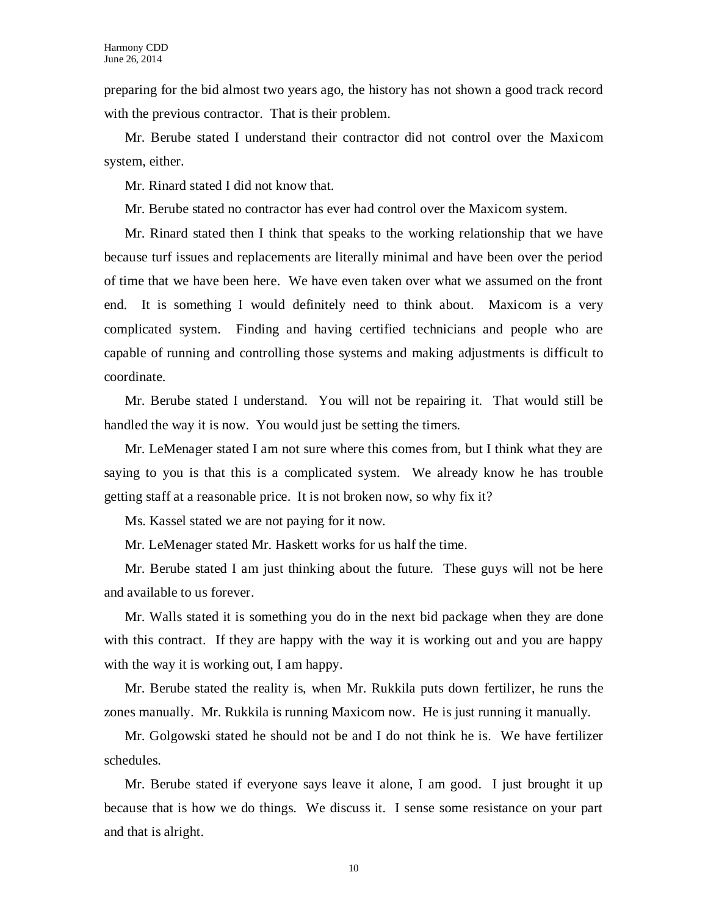preparing for the bid almost two years ago, the history has not shown a good track record with the previous contractor. That is their problem.

Mr. Berube stated I understand their contractor did not control over the Maxicom system, either.

Mr. Rinard stated I did not know that.

Mr. Berube stated no contractor has ever had control over the Maxicom system.

Mr. Rinard stated then I think that speaks to the working relationship that we have because turf issues and replacements are literally minimal and have been over the period of time that we have been here. We have even taken over what we assumed on the front end. It is something I would definitely need to think about. Maxicom is a very complicated system. Finding and having certified technicians and people who are capable of running and controlling those systems and making adjustments is difficult to coordinate.

Mr. Berube stated I understand. You will not be repairing it. That would still be handled the way it is now. You would just be setting the timers.

Mr. LeMenager stated I am not sure where this comes from, but I think what they are saying to you is that this is a complicated system. We already know he has trouble getting staff at a reasonable price. It is not broken now, so why fix it?

Ms. Kassel stated we are not paying for it now.

Mr. LeMenager stated Mr. Haskett works for us half the time.

Mr. Berube stated I am just thinking about the future. These guys will not be here and available to us forever.

Mr. Walls stated it is something you do in the next bid package when they are done with this contract. If they are happy with the way it is working out and you are happy with the way it is working out, I am happy.

Mr. Berube stated the reality is, when Mr. Rukkila puts down fertilizer, he runs the zones manually. Mr. Rukkila is running Maxicom now. He is just running it manually.

Mr. Golgowski stated he should not be and I do not think he is. We have fertilizer schedules.

Mr. Berube stated if everyone says leave it alone, I am good. I just brought it up because that is how we do things. We discuss it. I sense some resistance on your part and that is alright.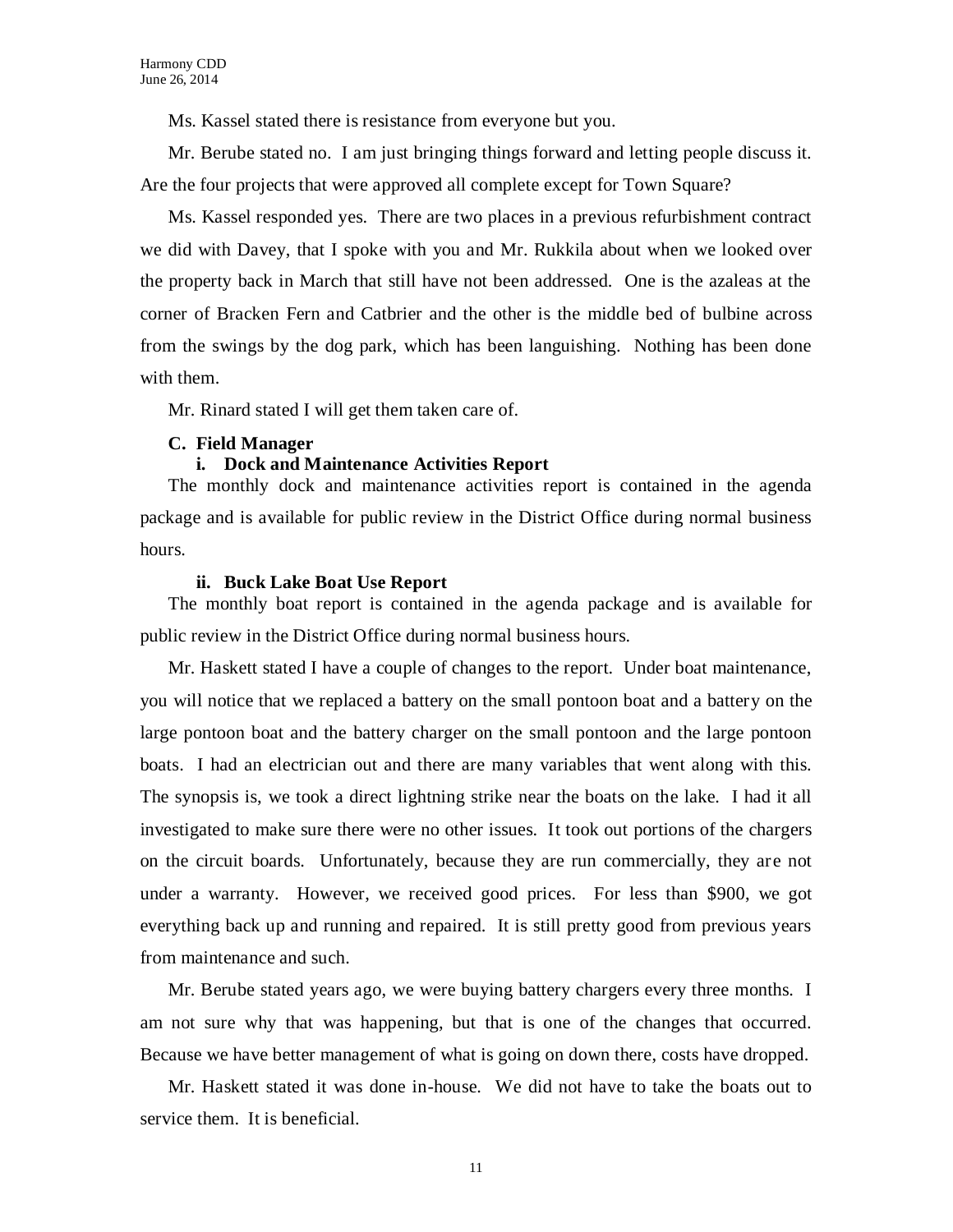Ms. Kassel stated there is resistance from everyone but you.

Mr. Berube stated no. I am just bringing things forward and letting people discuss it. Are the four projects that were approved all complete except for Town Square?

Ms. Kassel responded yes. There are two places in a previous refurbishment contract we did with Davey, that I spoke with you and Mr. Rukkila about when we looked over the property back in March that still have not been addressed. One is the azaleas at the corner of Bracken Fern and Catbrier and the other is the middle bed of bulbine across from the swings by the dog park, which has been languishing. Nothing has been done with them.

Mr. Rinard stated I will get them taken care of.

**C. Field Manager**

**i. Dock and Maintenance Activities Report**

The monthly dock and maintenance activities report is contained in the agenda package and is available for public review in the District Office during normal business hours.

**ii. Buck Lake Boat Use Report**

The monthly boat report is contained in the agenda package and is available for public review in the District Office during normal business hours.

Mr. Haskett stated I have a couple of changes to the report. Under boat maintenance, you will notice that we replaced a battery on the small pontoon boat and a battery on the large pontoon boat and the battery charger on the small pontoon and the large pontoon boats. I had an electrician out and there are many variables that went along with this. The synopsis is, we took a direct lightning strike near the boats on the lake. I had it all investigated to make sure there were no other issues. It took out portions of the chargers on the circuit boards. Unfortunately, because they are run commercially, they are not under a warranty. However, we received good prices. For less than $900, we got everything back up and running and repaired. It is still pretty good from previous years from maintenance and such.

Mr. Berube stated years ago, we were buying battery chargers every three months. I am not sure why that was happening, but that is one of the changes that occurred. Because we have better management of what is going on down there, costs have dropped.

Mr. Haskett stated it was done in-house. We did not have to take the boats out to service them. It is beneficial.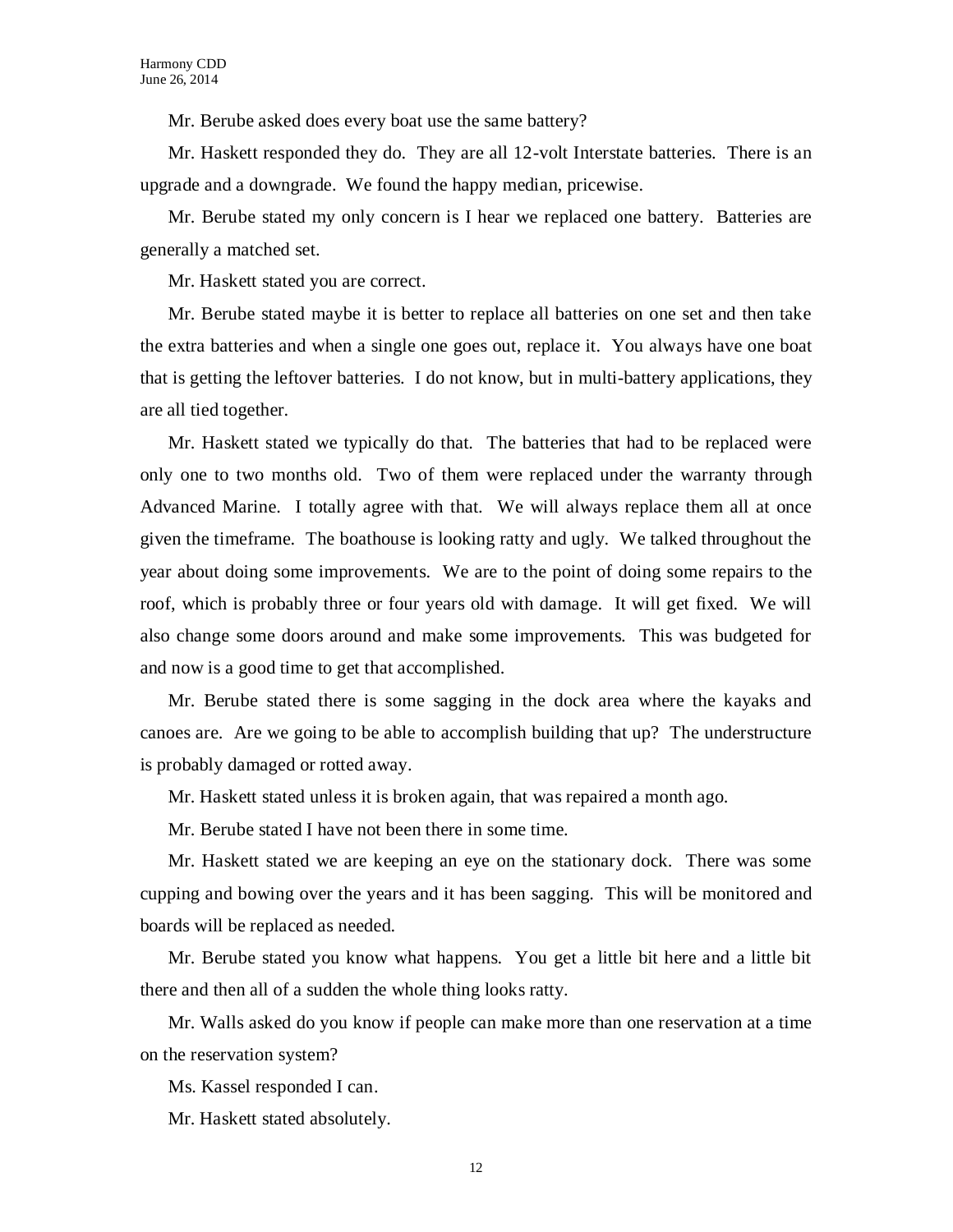Mr. Berube asked does every boat use the same battery?

Mr. Haskett responded they do. They are all 12-volt Interstate batteries. There is an upgrade and a downgrade. We found the happy median, pricewise.

Mr. Berube stated my only concern is I hear we replaced one battery. Batteries are generally a matched set.

Mr. Haskett stated you are correct.

Mr. Berube stated maybe it is better to replace all batteries on one set and then take the extra batteries and when a single one goes out, replace it. You always have one boat that is getting the leftover batteries. I do not know, but in multi-battery applications, they are all tied together.

Mr. Haskett stated we typically do that. The batteries that had to be replaced were only one to two months old. Two of them were replaced under the warranty through Advanced Marine. I totally agree with that. We will always replace them all at once given the timeframe. The boathouse is looking ratty and ugly. We talked throughout the year about doing some improvements. We are to the point of doing some repairs to the roof, which is probably three or four years old with damage. It will get fixed. We will also change some doors around and make some improvements. This was budgeted for and now is a good time to get that accomplished.

Mr. Berube stated there is some sagging in the dock area where the kayaks and canoes are. Are we going to be able to accomplish building that up? The understructure is probably damaged or rotted away.

Mr. Haskett stated unless it is broken again, that was repaired a month ago.

Mr. Berube stated I have not been there in some time.

Mr. Haskett stated we are keeping an eye on the stationary dock. There was some cupping and bowing over the years and it has been sagging. This will be monitored and boards will be replaced as needed.

Mr. Berube stated you know what happens. You get a little bit here and a little bit there and then all of a sudden the whole thing looks ratty.

Mr. Walls asked do you know if people can make more than one reservation at a time on the reservation system?

Ms. Kassel responded I can.

Mr. Haskett stated absolutely.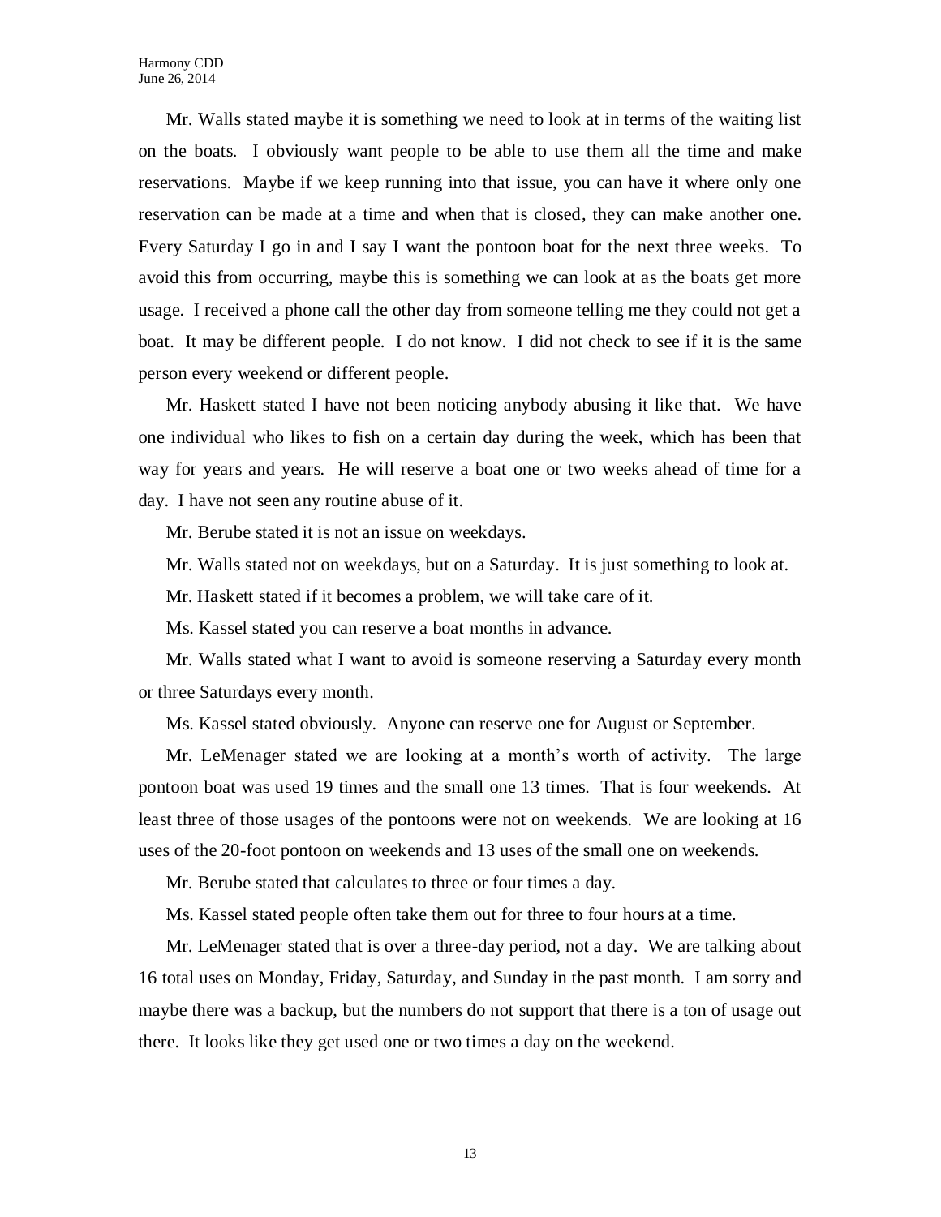Mr. Walls stated maybe it is something we need to look at in terms of the waiting list on the boats. I obviously want people to be able to use them all the time and make reservations. Maybe if we keep running into that issue, you can have it where only one reservation can be made at a time and when that is closed, they can make another one. Every Saturday I go in and I say I want the pontoon boat for the next three weeks. To avoid this from occurring, maybe this is something we can look at as the boats get more usage. I received a phone call the other day from someone telling me they could not get a boat. It may be different people. I do not know. I did not check to see if it is the same person every weekend or different people.

Mr. Haskett stated I have not been noticing anybody abusing it like that. We have one individual who likes to fish on a certain day during the week, which has been that way for years and years. He will reserve a boat one or two weeks ahead of time for a day. I have not seen any routine abuse of it.

Mr. Berube stated it is not an issue on weekdays.

Mr. Walls stated not on weekdays, but on a Saturday. It is just something to look at.

Mr. Haskett stated if it becomes a problem, we will take care of it.

Ms. Kassel stated you can reserve a boat months in advance.

Mr. Walls stated what I want to avoid is someone reserving a Saturday every month or three Saturdays every month.

Ms. Kassel stated obviously. Anyone can reserve one for August or September.

Mr. LeMenager stated we are looking at a month's worth of activity. The large pontoon boat was used 19 times and the small one 13 times. That is four weekends. At least three of those usages of the pontoons were not on weekends. We are looking at 16 uses of the 20-foot pontoon on weekends and 13 uses of the small one on weekends.

Mr. Berube stated that calculates to three or four times a day.

Ms. Kassel stated people often take them out for three to four hours at a time.

Mr. LeMenager stated that is over a three-day period, not a day. We are talking about 16 total uses on Monday, Friday, Saturday, and Sunday in the past month. I am sorry and maybe there was a backup, but the numbers do not support that there is a ton of usage out there. It looks like they get used one or two times a day on the weekend.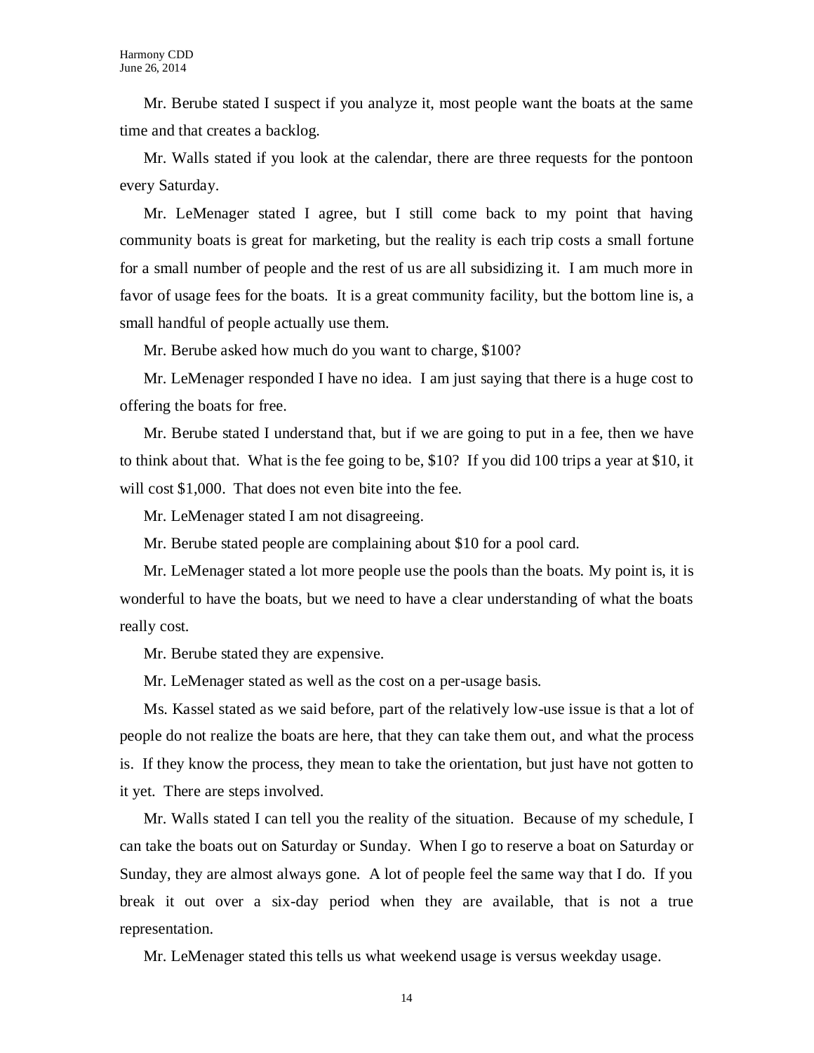Mr. Berube stated I suspect if you analyze it, most people want the boats at the same time and that creates a backlog.

Mr. Walls stated if you look at the calendar, there are three requests for the pontoon every Saturday.

Mr. LeMenager stated I agree, but I still come back to my point that having community boats is great for marketing, but the reality is each trip costs a small fortune for a small number of people and the rest of us are all subsidizing it. I am much more in favor of usage fees for the boats. It is a great community facility, but the bottom line is, a small handful of people actually use them.

Mr. Berube asked how much do you want to charge, $100?

Mr. LeMenager responded I have no idea. I am just saying that there is a huge cost to offering the boats for free.

Mr. Berube stated I understand that, but if we are going to put in a fee, then we have to think about that. What is the fee going to be, $10? If you did 100 trips a year at $10, it will cost $1,000. That does not even bite into the fee.

Mr. LeMenager stated I am not disagreeing.

Mr. Berube stated people are complaining about $10 for a pool card.

Mr. LeMenager stated a lot more people use the pools than the boats. My point is, it is wonderful to have the boats, but we need to have a clear understanding of what the boats really cost.

Mr. Berube stated they are expensive.

Mr. LeMenager stated as well as the cost on a per-usage basis.

Ms. Kassel stated as we said before, part of the relatively low-use issue is that a lot of people do not realize the boats are here, that they can take them out, and what the process is. If they know the process, they mean to take the orientation, but just have not gotten to it yet. There are steps involved.

Mr. Walls stated I can tell you the reality of the situation. Because of my schedule, I can take the boats out on Saturday or Sunday. When I go to reserve a boat on Saturday or Sunday, they are almost always gone. A lot of people feel the same way that I do. If you break it out over a six-day period when they are available, that is not a true representation.

Mr. LeMenager stated this tells us what weekend usage is versus weekday usage.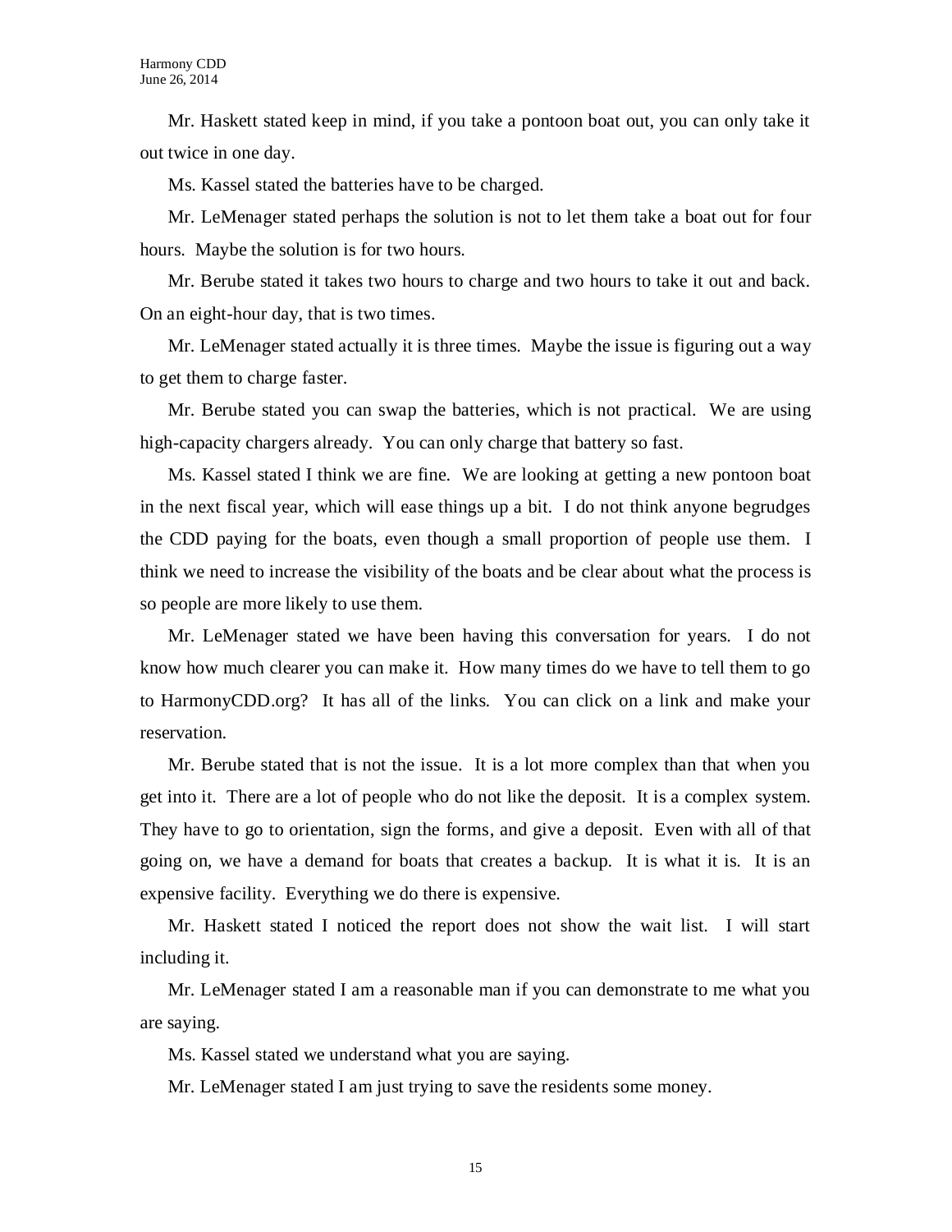Mr. Haskett stated keep in mind, if you take a pontoon boat out, you can only take it out twice in one day.

Ms. Kassel stated the batteries have to be charged.

Mr. LeMenager stated perhaps the solution is not to let them take a boat out for four hours. Maybe the solution is for two hours.

Mr. Berube stated it takes two hours to charge and two hours to take it out and back. On an eight-hour day, that is two times.

Mr. LeMenager stated actually it is three times. Maybe the issue is figuring out a way to get them to charge faster.

Mr. Berube stated you can swap the batteries, which is not practical. We are using high-capacity chargers already. You can only charge that battery so fast.

Ms. Kassel stated I think we are fine. We are looking at getting a new pontoon boat in the next fiscal year, which will ease things up a bit. I do not think anyone begrudges the CDD paying for the boats, even though a small proportion of people use them. I think we need to increase the visibility of the boats and be clear about what the process is so people are more likely to use them.

Mr. LeMenager stated we have been having this conversation for years. I do not know how much clearer you can make it. How many times do we have to tell them to go to HarmonyCDD.org? It has all of the links. You can click on a link and make your reservation.

Mr. Berube stated that is not the issue. It is a lot more complex than that when you get into it. There are a lot of people who do not like the deposit. It is a complex system. They have to go to orientation, sign the forms, and give a deposit. Even with all of that going on, we have a demand for boats that creates a backup. It is what it is. It is an expensive facility. Everything we do there is expensive.

Mr. Haskett stated I noticed the report does not show the wait list. I will start including it.

Mr. LeMenager stated I am a reasonable man if you can demonstrate to me what you are saying.

Ms. Kassel stated we understand what you are saying.

Mr. LeMenager stated I am just trying to save the residents some money.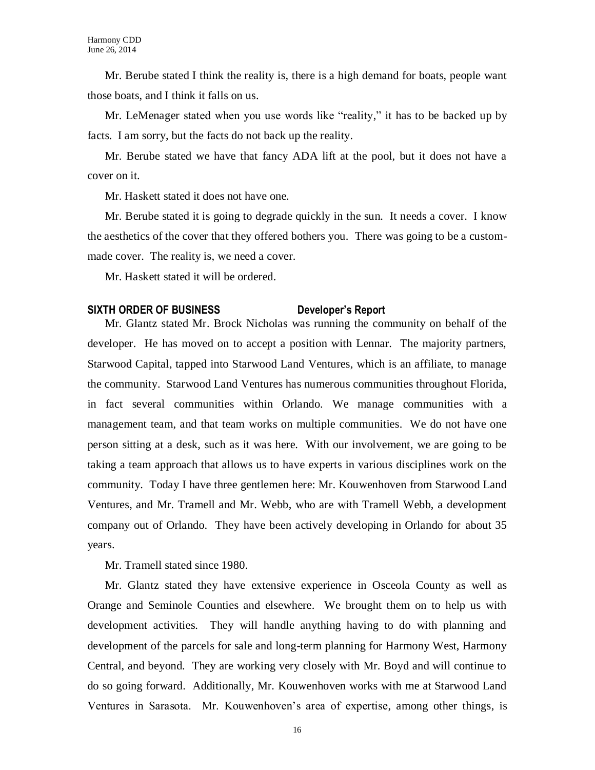Mr. Berube stated I think the reality is, there is a high demand for boats, people want those boats, and I think it falls on us.

Mr. LeMenager stated when you use words like "reality," it has to be backed up by facts. I am sorry, but the facts do not back up the reality.

Mr. Berube stated we have that fancy ADA lift at the pool, but it does not have a cover on it.

Mr. Haskett stated it does not have one.

Mr. Berube stated it is going to degrade quickly in the sun. It needs a cover. I know the aesthetics of the cover that they offered bothers you. There was going to be a custom-made cover. The reality is, we need a cover.

Mr. Haskett stated it will be ordered.

**SIXTH ORDER OF BUSINESS Developer's Report**

Mr. Glantz stated Mr. Brock Nicholas was running the community on behalf of the developer. He has moved on to accept a position with Lennar. The majority partners, Starwood Capital, tapped into Starwood Land Ventures, which is an affiliate, to manage the community. Starwood Land Ventures has numerous communities throughout Florida, in fact several communities within Orlando. We manage communities with a management team, and that team works on multiple communities. We do not have one person sitting at a desk, such as it was here. With our involvement, we are going to be taking a team approach that allows us to have experts in various disciplines work on the community. Today I have three gentlemen here: Mr. Kouwenhoven from Starwood Land Ventures, and Mr. Tramell and Mr. Webb, who are with Tramell Webb, a development company out of Orlando. They have been actively developing in Orlando for about 35 years.

Mr. Tramell stated since 1980.

Mr. Glantz stated they have extensive experience in Osceola County as well as Orange and Seminole Counties and elsewhere. We brought them on to help us with development activities. They will handle anything having to do with planning and development of the parcels for sale and long-term planning for Harmony West, Harmony Central, and beyond. They are working very closely with Mr. Boyd and will continue to do so going forward. Additionally, Mr. Kouwenhoven works with me at Starwood Land Ventures in Sarasota. Mr. Kouwenhoven's area of expertise, among other things, is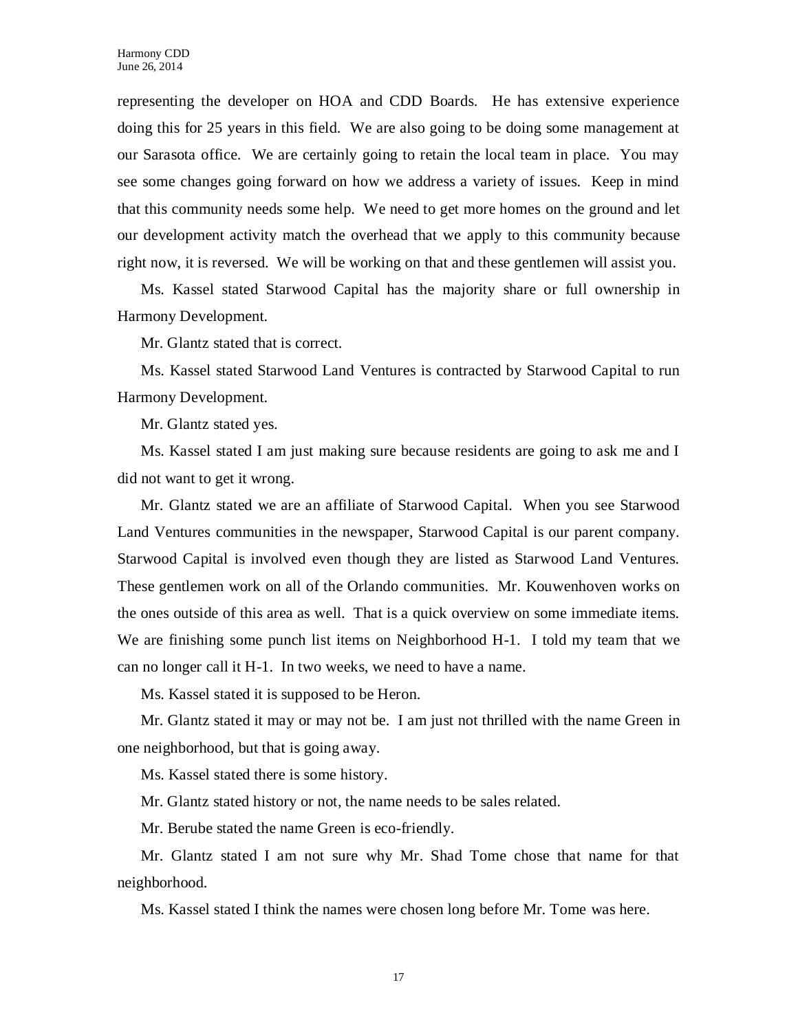representing the developer on HOA and CDD Boards. He has extensive experience doing this for 25 years in this field. We are also going to be doing some management at our Sarasota office. We are certainly going to retain the local team in place. You may see some changes going forward on how we address a variety of issues. Keep in mind that this community needs some help. We need to get more homes on the ground and let our development activity match the overhead that we apply to this community because right now, it is reversed. We will be working on that and these gentlemen will assist you.

Ms. Kassel stated Starwood Capital has the majority share or full ownership in Harmony Development.

Mr. Glantz stated that is correct.

Ms. Kassel stated Starwood Land Ventures is contracted by Starwood Capital to run Harmony Development.

Mr. Glantz stated yes.

Ms. Kassel stated I am just making sure because residents are going to ask me and I did not want to get it wrong.

Mr. Glantz stated we are an affiliate of Starwood Capital. When you see Starwood Land Ventures communities in the newspaper, Starwood Capital is our parent company. Starwood Capital is involved even though they are listed as Starwood Land Ventures. These gentlemen work on all of the Orlando communities. Mr. Kouwenhoven works on the ones outside of this area as well. That is a quick overview on some immediate items. We are finishing some punch list items on Neighborhood H-1. I told my team that we can no longer call it H-1. In two weeks, we need to have a name.

Ms. Kassel stated it is supposed to be Heron.

Mr. Glantz stated it may or may not be. I am just not thrilled with the name Green in one neighborhood, but that is going away.

Ms. Kassel stated there is some history.

Mr. Glantz stated history or not, the name needs to be sales related.

Mr. Berube stated the name Green is eco-friendly.

Mr. Glantz stated I am not sure why Mr. Shad Tome chose that name for that neighborhood.

Ms. Kassel stated I think the names were chosen long before Mr. Tome was here.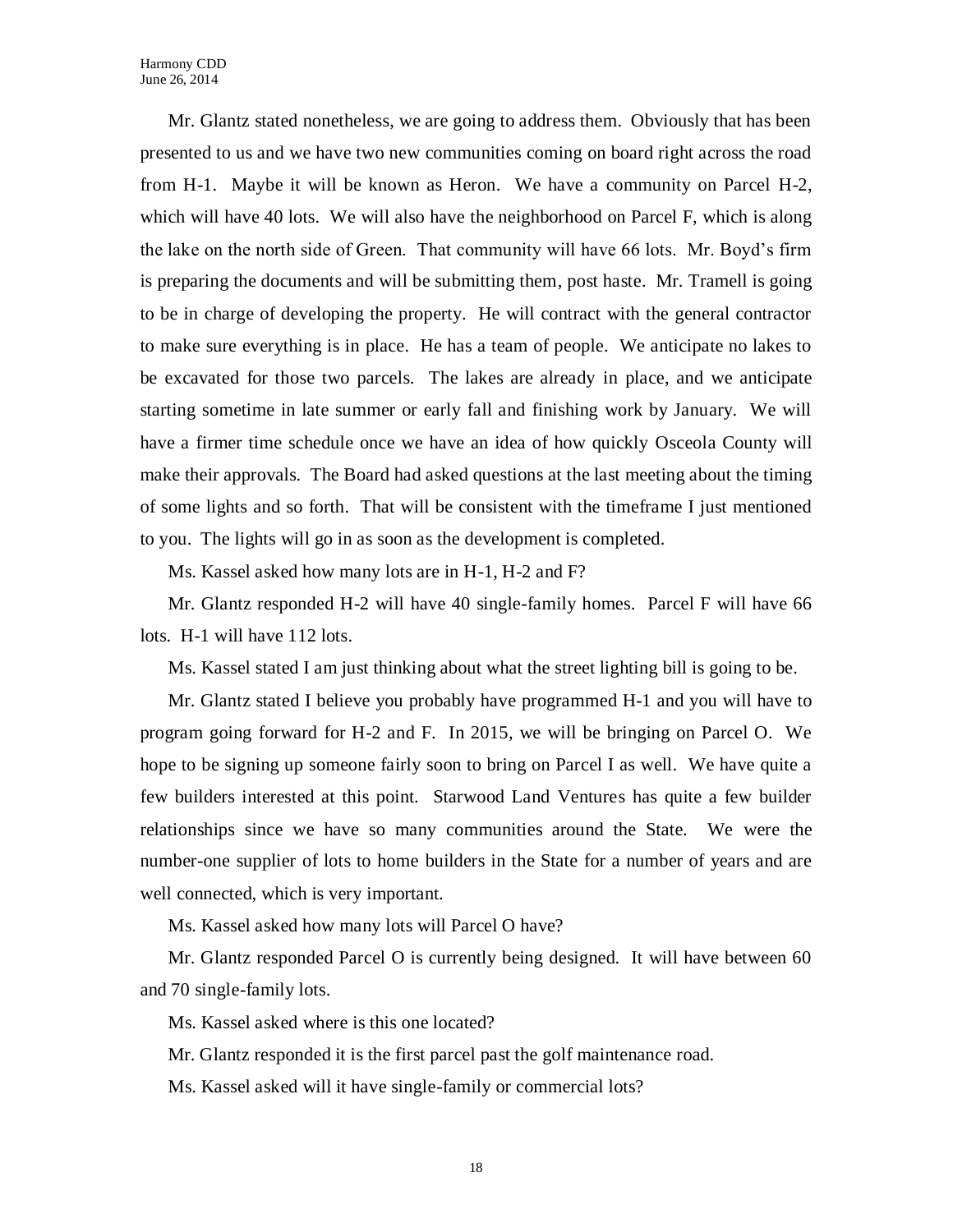Mr. Glantz stated nonetheless, we are going to address them. Obviously that has been presented to us and we have two new communities coming on board right across the road from H-1. Maybe it will be known as Heron. We have a community on Parcel H-2, which will have 40 lots. We will also have the neighborhood on Parcel F, which is along the lake on the north side of Green. That community will have 66 lots. Mr. Boyd's firm is preparing the documents and will be submitting them, post haste. Mr. Tramell is going to be in charge of developing the property. He will contract with the general contractor to make sure everything is in place. He has a team of people. We anticipate no lakes to be excavated for those two parcels. The lakes are already in place, and we anticipate starting sometime in late summer or early fall and finishing work by January. We will have a firmer time schedule once we have an idea of how quickly Osceola County will make their approvals. The Board had asked questions at the last meeting about the timing of some lights and so forth. That will be consistent with the timeframe I just mentioned to you. The lights will go in as soon as the development is completed.

Ms. Kassel asked how many lots are in H-1, H-2 and F?

Mr. Glantz responded H-2 will have 40 single-family homes. Parcel F will have 66 lots. H-1 will have 112 lots.

Ms. Kassel stated I am just thinking about what the street lighting bill is going to be.

Mr. Glantz stated I believe you probably have programmed H-1 and you will have to program going forward for H-2 and F. In 2015, we will be bringing on Parcel O. We hope to be signing up someone fairly soon to bring on Parcel I as well. We have quite a few builders interested at this point. Starwood Land Ventures has quite a few builder relationships since we have so many communities around the State. We were the number-one supplier of lots to home builders in the State for a number of years and are well connected, which is very important.

Ms. Kassel asked how many lots will Parcel O have?

Mr. Glantz responded Parcel O is currently being designed. It will have between 60 and 70 single-family lots.

Ms. Kassel asked where is this one located?

Mr. Glantz responded it is the first parcel past the golf maintenance road.

Ms. Kassel asked will it have single-family or commercial lots?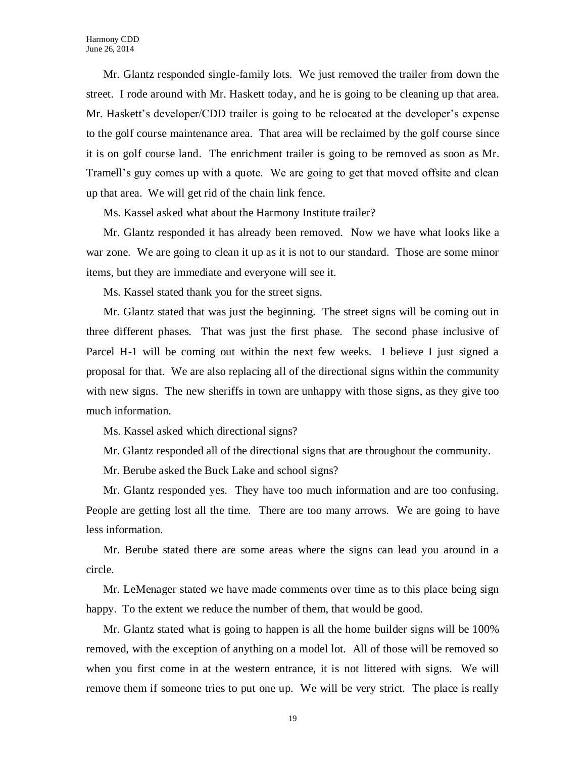Mr. Glantz responded single-family lots. We just removed the trailer from down the street. I rode around with Mr. Haskett today, and he is going to be cleaning up that area. Mr. Haskett's developer/CDD trailer is going to be relocated at the developer's expense to the golf course maintenance area. That area will be reclaimed by the golf course since it is on golf course land. The enrichment trailer is going to be removed as soon as Mr. Tramell's guy comes up with a quote. We are going to get that moved offsite and clean up that area. We will get rid of the chain link fence.

Ms. Kassel asked what about the Harmony Institute trailer?

Mr. Glantz responded it has already been removed. Now we have what looks like a war zone. We are going to clean it up as it is not to our standard. Those are some minor items, but they are immediate and everyone will see it.

Ms. Kassel stated thank you for the street signs.

Mr. Glantz stated that was just the beginning. The street signs will be coming out in three different phases. That was just the first phase. The second phase inclusive of Parcel H-1 will be coming out within the next few weeks. I believe I just signed a proposal for that. We are also replacing all of the directional signs within the community with new signs. The new sheriffs in town are unhappy with those signs, as they give too much information.

Ms. Kassel asked which directional signs?

Mr. Glantz responded all of the directional signs that are throughout the community.

Mr. Berube asked the Buck Lake and school signs?

Mr. Glantz responded yes. They have too much information and are too confusing. People are getting lost all the time. There are too many arrows. We are going to have less information.

Mr. Berube stated there are some areas where the signs can lead you around in a circle.

Mr. LeMenager stated we have made comments over time as to this place being sign happy. To the extent we reduce the number of them, that would be good.

Mr. Glantz stated what is going to happen is all the home builder signs will be 100% removed, with the exception of anything on a model lot. All of those will be removed so when you first come in at the western entrance, it is not littered with signs. We will remove them if someone tries to put one up. We will be very strict. The place is really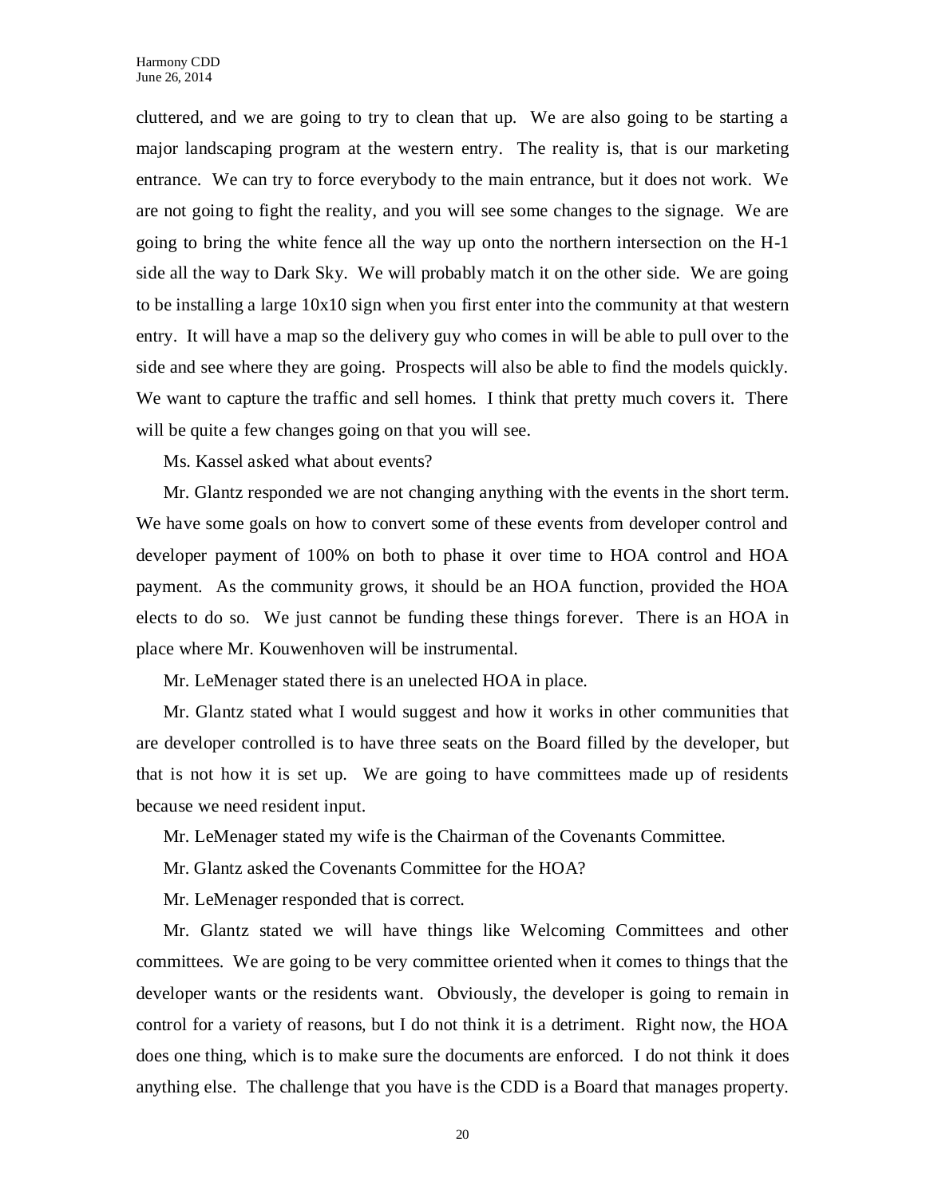cluttered, and we are going to try to clean that up. We are also going to be starting a major landscaping program at the western entry. The reality is, that is our marketing entrance. We can try to force everybody to the main entrance, but it does not work. We are not going to fight the reality, and you will see some changes to the signage. We are going to bring the white fence all the way up onto the northern intersection on the H-1 side all the way to Dark Sky. We will probably match it on the other side. We are going to be installing a large 10x10 sign when you first enter into the community at that western entry. It will have a map so the delivery guy who comes in will be able to pull over to the side and see where they are going. Prospects will also be able to find the models quickly. We want to capture the traffic and sell homes. I think that pretty much covers it. There will be quite a few changes going on that you will see.

Ms. Kassel asked what about events?

Mr. Glantz responded we are not changing anything with the events in the short term. We have some goals on how to convert some of these events from developer control and developer payment of 100% on both to phase it over time to HOA control and HOA payment. As the community grows, it should be an HOA function, provided the HOA elects to do so. We just cannot be funding these things forever. There is an HOA in place where Mr. Kouwenhoven will be instrumental.

Mr. LeMenager stated there is an unelected HOA in place.

Mr. Glantz stated what I would suggest and how it works in other communities that are developer controlled is to have three seats on the Board filled by the developer, but that is not how it is set up. We are going to have committees made up of residents because we need resident input.

Mr. LeMenager stated my wife is the Chairman of the Covenants Committee.

Mr. Glantz asked the Covenants Committee for the HOA?

Mr. LeMenager responded that is correct.

Mr. Glantz stated we will have things like Welcoming Committees and other committees. We are going to be very committee oriented when it comes to things that the developer wants or the residents want. Obviously, the developer is going to remain in control for a variety of reasons, but I do not think it is a detriment. Right now, the HOA does one thing, which is to make sure the documents are enforced. I do not think it does anything else. The challenge that you have is the CDD is a Board that manages property.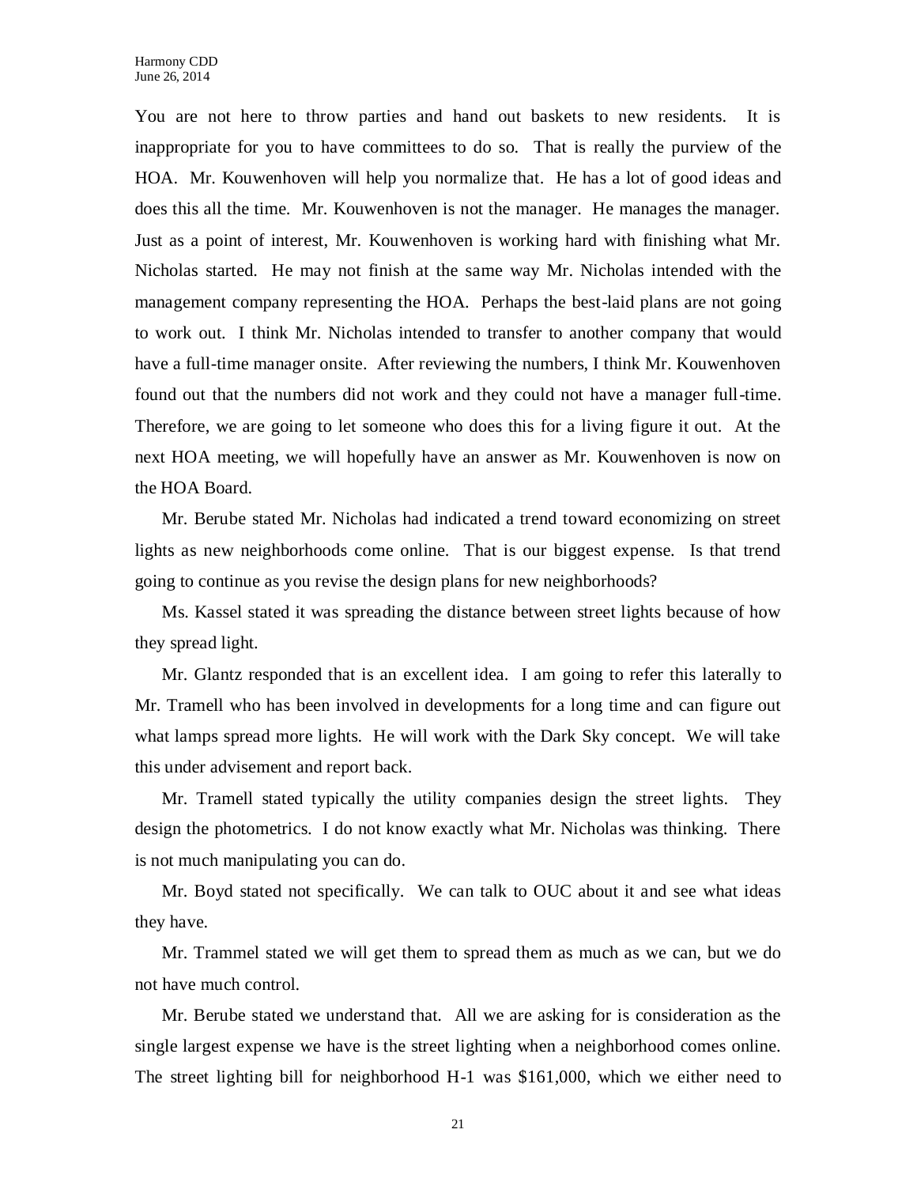You are not here to throw parties and hand out baskets to new residents. It is inappropriate for you to have committees to do so. That is really the purview of the HOA. Mr. Kouwenhoven will help you normalize that. He has a lot of good ideas and does this all the time. Mr. Kouwenhoven is not the manager. He manages the manager. Just as a point of interest, Mr. Kouwenhoven is working hard with finishing what Mr. Nicholas started. He may not finish at the same way Mr. Nicholas intended with the management company representing the HOA. Perhaps the best-laid plans are not going to work out. I think Mr. Nicholas intended to transfer to another company that would have a full-time manager onsite. After reviewing the numbers, I think Mr. Kouwenhoven found out that the numbers did not work and they could not have a manager full-time. Therefore, we are going to let someone who does this for a living figure it out. At the next HOA meeting, we will hopefully have an answer as Mr. Kouwenhoven is now on the HOA Board.

Mr. Berube stated Mr. Nicholas had indicated a trend toward economizing on street lights as new neighborhoods come online. That is our biggest expense. Is that trend going to continue as you revise the design plans for new neighborhoods?

Ms. Kassel stated it was spreading the distance between street lights because of how they spread light.

Mr. Glantz responded that is an excellent idea. I am going to refer this laterally to Mr. Tramell who has been involved in developments for a long time and can figure out what lamps spread more lights. He will work with the Dark Sky concept. We will take this under advisement and report back.

Mr. Tramell stated typically the utility companies design the street lights. They design the photometrics. I do not know exactly what Mr. Nicholas was thinking. There is not much manipulating you can do.

Mr. Boyd stated not specifically. We can talk to OUC about it and see what ideas they have.

Mr. Trammel stated we will get them to spread them as much as we can, but we do not have much control.

Mr. Berube stated we understand that. All we are asking for is consideration as the single largest expense we have is the street lighting when a neighborhood comes online. The street lighting bill for neighborhood H-1 was $161,000, which we either need to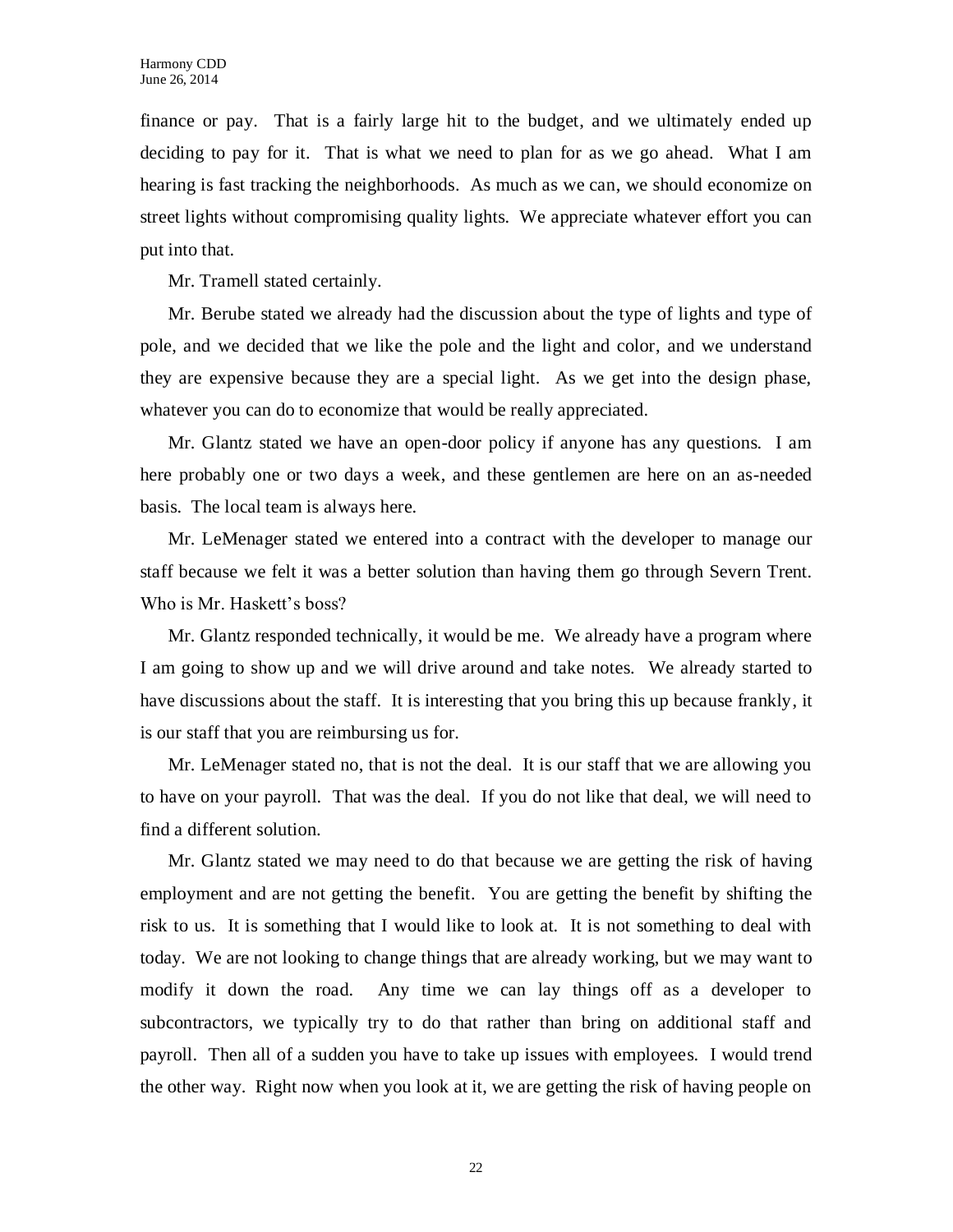finance or pay. That is a fairly large hit to the budget, and we ultimately ended up deciding to pay for it. That is what we need to plan for as we go ahead. What I am hearing is fast tracking the neighborhoods. As much as we can, we should economize on street lights without compromising quality lights. We appreciate whatever effort you can put into that.

Mr. Tramell stated certainly.

Mr. Berube stated we already had the discussion about the type of lights and type of pole, and we decided that we like the pole and the light and color, and we understand they are expensive because they are a special light. As we get into the design phase, whatever you can do to economize that would be really appreciated.

Mr. Glantz stated we have an open-door policy if anyone has any questions. I am here probably one or two days a week, and these gentlemen are here on an as-needed basis. The local team is always here.

Mr. LeMenager stated we entered into a contract with the developer to manage our staff because we felt it was a better solution than having them go through Severn Trent. Who is Mr. Haskett's boss?

Mr. Glantz responded technically, it would be me. We already have a program where I am going to show up and we will drive around and take notes. We already started to have discussions about the staff. It is interesting that you bring this up because frankly, it is our staff that you are reimbursing us for.

Mr. LeMenager stated no, that is not the deal. It is our staff that we are allowing you to have on your payroll. That was the deal. If you do not like that deal, we will need to find a different solution.

Mr. Glantz stated we may need to do that because we are getting the risk of having employment and are not getting the benefit. You are getting the benefit by shifting the risk to us. It is something that I would like to look at. It is not something to deal with today. We are not looking to change things that are already working, but we may want to modify it down the road. Any time we can lay things off as a developer to subcontractors, we typically try to do that rather than bring on additional staff and payroll. Then all of a sudden you have to take up issues with employees. I would trend the other way. Right now when you look at it, we are getting the risk of having people on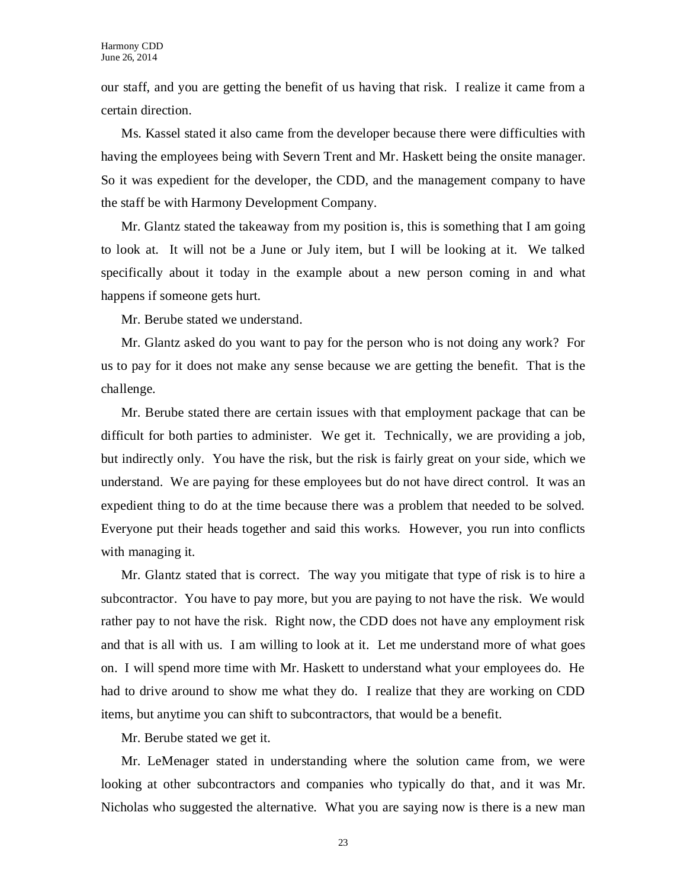our staff, and you are getting the benefit of us having that risk. I realize it came from a certain direction.

Ms. Kassel stated it also came from the developer because there were difficulties with having the employees being with Severn Trent and Mr. Haskett being the onsite manager. So it was expedient for the developer, the CDD, and the management company to have the staff be with Harmony Development Company.

Mr. Glantz stated the takeaway from my position is, this is something that I am going to look at. It will not be a June or July item, but I will be looking at it. We talked specifically about it today in the example about a new person coming in and what happens if someone gets hurt.

Mr. Berube stated we understand.

Mr. Glantz asked do you want to pay for the person who is not doing any work? For us to pay for it does not make any sense because we are getting the benefit. That is the challenge.

Mr. Berube stated there are certain issues with that employment package that can be difficult for both parties to administer. We get it. Technically, we are providing a job, but indirectly only. You have the risk, but the risk is fairly great on your side, which we understand. We are paying for these employees but do not have direct control. It was an expedient thing to do at the time because there was a problem that needed to be solved. Everyone put their heads together and said this works. However, you run into conflicts with managing it.

Mr. Glantz stated that is correct. The way you mitigate that type of risk is to hire a subcontractor. You have to pay more, but you are paying to not have the risk. We would rather pay to not have the risk. Right now, the CDD does not have any employment risk and that is all with us. I am willing to look at it. Let me understand more of what goes on. I will spend more time with Mr. Haskett to understand what your employees do. He had to drive around to show me what they do. I realize that they are working on CDD items, but anytime you can shift to subcontractors, that would be a benefit.

Mr. Berube stated we get it.

Mr. LeMenager stated in understanding where the solution came from, we were looking at other subcontractors and companies who typically do that, and it was Mr. Nicholas who suggested the alternative. What you are saying now is there is a new man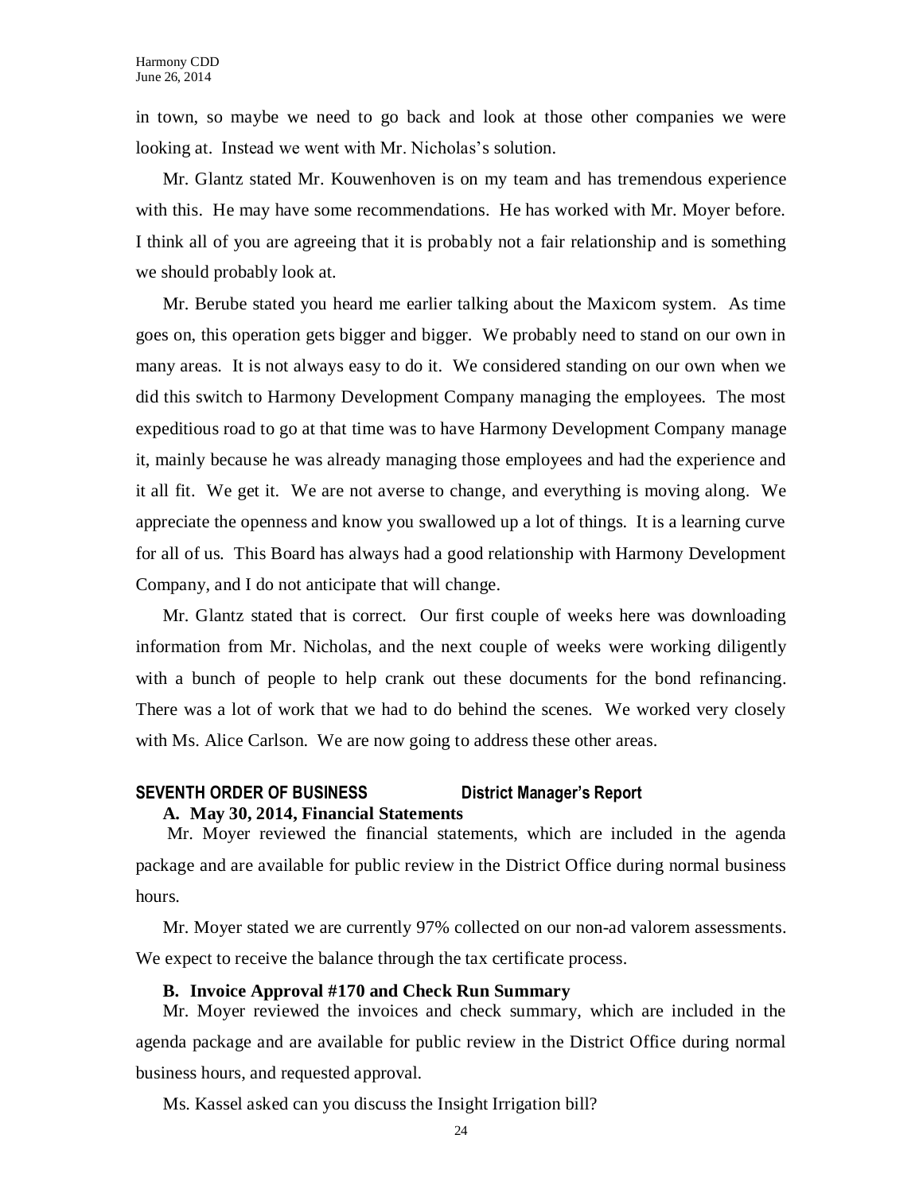in town, so maybe we need to go back and look at those other companies we were looking at. Instead we went with Mr. Nicholas's solution.

Mr. Glantz stated Mr. Kouwenhoven is on my team and has tremendous experience with this. He may have some recommendations. He has worked with Mr. Moyer before. I think all of you are agreeing that it is probably not a fair relationship and is something we should probably look at.

Mr. Berube stated you heard me earlier talking about the Maxicom system. As time goes on, this operation gets bigger and bigger. We probably need to stand on our own in many areas. It is not always easy to do it. We considered standing on our own when we did this switch to Harmony Development Company managing the employees. The most expeditious road to go at that time was to have Harmony Development Company manage it, mainly because he was already managing those employees and had the experience and it all fit. We get it. We are not averse to change, and everything is moving along. We appreciate the openness and know you swallowed up a lot of things. It is a learning curve for all of us. This Board has always had a good relationship with Harmony Development Company, and I do not anticipate that will change.

Mr. Glantz stated that is correct. Our first couple of weeks here was downloading information from Mr. Nicholas, and the next couple of weeks were working diligently with a bunch of people to help crank out these documents for the bond refinancing. There was a lot of work that we had to do behind the scenes. We worked very closely with Ms. Alice Carlson. We are now going to address these other areas.

## SEVENTH ORDER OF BUSINESS District Manager's Report

### A. May 30, 2014, Financial Statements

Mr. Moyer reviewed the financial statements, which are included in the agenda package and are available for public review in the District Office during normal business hours.

Mr. Moyer stated we are currently 97% collected on our non-ad valorem assessments. We expect to receive the balance through the tax certificate process.

### B. Invoice Approval #170 and Check Run Summary

Mr. Moyer reviewed the invoices and check summary, which are included in the agenda package and are available for public review in the District Office during normal business hours, and requested approval.

Ms. Kassel asked can you discuss the Insight Irrigation bill?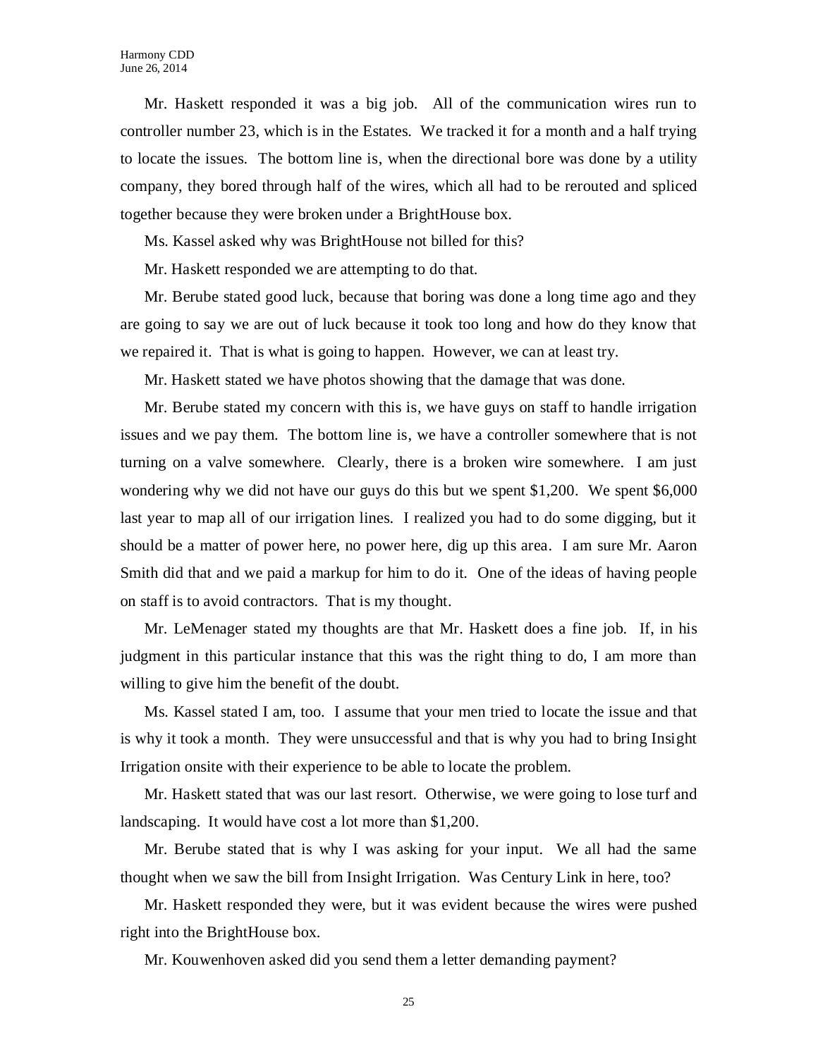Mr. Haskett responded it was a big job. All of the communication wires run to controller number 23, which is in the Estates. We tracked it for a month and a half trying to locate the issues. The bottom line is, when the directional bore was done by a utility company, they bored through half of the wires, which all had to be rerouted and spliced together because they were broken under a BrightHouse box.

Ms. Kassel asked why was BrightHouse not billed for this?

Mr. Haskett responded we are attempting to do that.

Mr. Berube stated good luck, because that boring was done a long time ago and they are going to say we are out of luck because it took too long and how do they know that we repaired it. That is what is going to happen. However, we can at least try.

Mr. Haskett stated we have photos showing that the damage that was done.

Mr. Berube stated my concern with this is, we have guys on staff to handle irrigation issues and we pay them. The bottom line is, we have a controller somewhere that is not turning on a valve somewhere. Clearly, there is a broken wire somewhere. I am just wondering why we did not have our guys do this but we spent $1,200. We spent $6,000 last year to map all of our irrigation lines. I realized you had to do some digging, but it should be a matter of power here, no power here, dig up this area. I am sure Mr. Aaron Smith did that and we paid a markup for him to do it. One of the ideas of having people on staff is to avoid contractors. That is my thought.

Mr. LeMenager stated my thoughts are that Mr. Haskett does a fine job. If, in his judgment in this particular instance that this was the right thing to do, I am more than willing to give him the benefit of the doubt.

Ms. Kassel stated I am, too. I assume that your men tried to locate the issue and that is why it took a month. They were unsuccessful and that is why you had to bring Insight Irrigation onsite with their experience to be able to locate the problem.

Mr. Haskett stated that was our last resort. Otherwise, we were going to lose turf and landscaping. It would have cost a lot more than $1,200.

Mr. Berube stated that is why I was asking for your input. We all had the same thought when we saw the bill from Insight Irrigation. Was Century Link in here, too?

Mr. Haskett responded they were, but it was evident because the wires were pushed right into the BrightHouse box.

Mr. Kouwenhoven asked did you send them a letter demanding payment?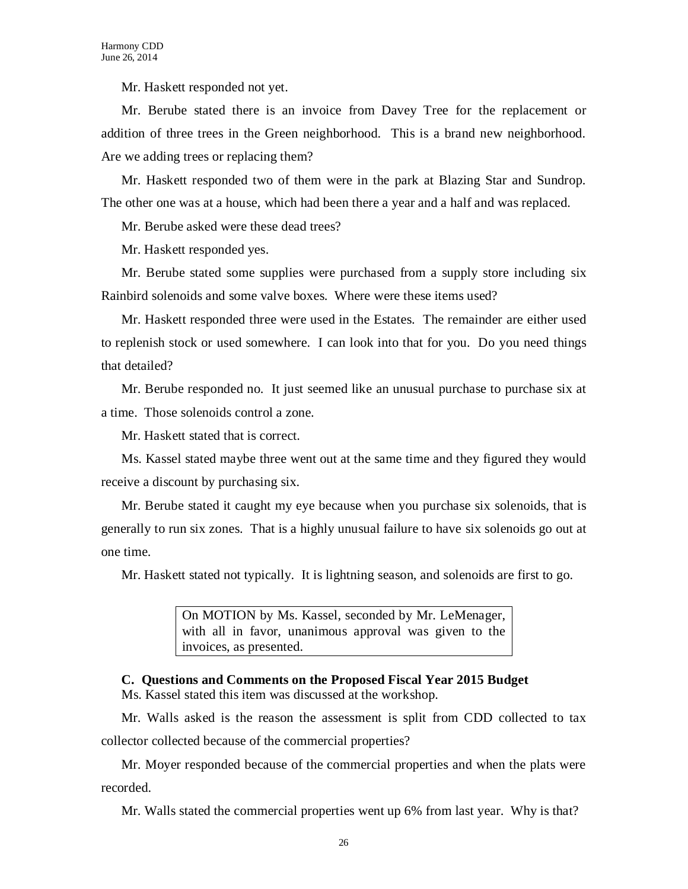Mr. Haskett responded not yet.

Mr. Berube stated there is an invoice from Davey Tree for the replacement or addition of three trees in the Green neighborhood. This is a brand new neighborhood. Are we adding trees or replacing them?

Mr. Haskett responded two of them were in the park at Blazing Star and Sundrop. The other one was at a house, which had been there a year and a half and was replaced.

Mr. Berube asked were these dead trees?

Mr. Haskett responded yes.

Mr. Berube stated some supplies were purchased from a supply store including six Rainbird solenoids and some valve boxes. Where were these items used?

Mr. Haskett responded three were used in the Estates. The remainder are either used to replenish stock or used somewhere. I can look into that for you. Do you need things that detailed?

Mr. Berube responded no. It just seemed like an unusual purchase to purchase six at a time. Those solenoids control a zone.

Mr. Haskett stated that is correct.

Ms. Kassel stated maybe three went out at the same time and they figured they would receive a discount by purchasing six.

Mr. Berube stated it caught my eye because when you purchase six solenoids, that is generally to run six zones. That is a highly unusual failure to have six solenoids go out at one time.

Mr. Haskett stated not typically. It is lightning season, and solenoids are first to go.

> On MOTION by Ms. Kassel, seconded by Mr. LeMenager, with all in favor, unanimous approval was given to the invoices, as presented.

**C. Questions and Comments on the Proposed Fiscal Year 2015 Budget**

Ms. Kassel stated this item was discussed at the workshop.

Mr. Walls asked is the reason the assessment is split from CDD collected to tax collector collected because of the commercial properties?

Mr. Moyer responded because of the commercial properties and when the plats were recorded.

Mr. Walls stated the commercial properties went up 6% from last year. Why is that?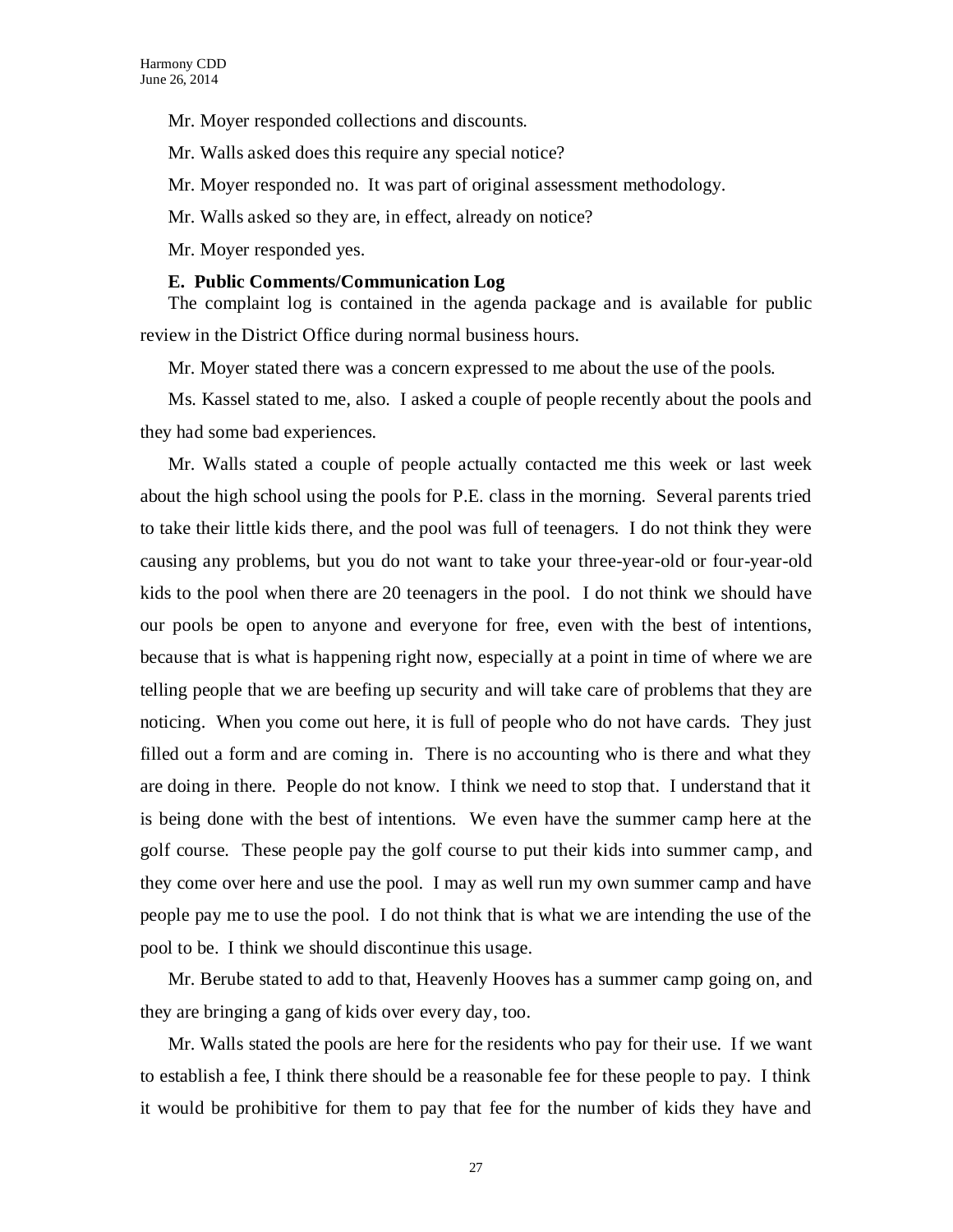Mr. Moyer responded collections and discounts.

Mr. Walls asked does this require any special notice?

Mr. Moyer responded no. It was part of original assessment methodology.

Mr. Walls asked so they are, in effect, already on notice?

Mr. Moyer responded yes.

**E. Public Comments/Communication Log**

The complaint log is contained in the agenda package and is available for public review in the District Office during normal business hours.

Mr. Moyer stated there was a concern expressed to me about the use of the pools.

Ms. Kassel stated to me, also. I asked a couple of people recently about the pools and they had some bad experiences.

Mr. Walls stated a couple of people actually contacted me this week or last week about the high school using the pools for P.E. class in the morning. Several parents tried to take their little kids there, and the pool was full of teenagers. I do not think they were causing any problems, but you do not want to take your three-year-old or four-year-old kids to the pool when there are 20 teenagers in the pool. I do not think we should have our pools be open to anyone and everyone for free, even with the best of intentions, because that is what is happening right now, especially at a point in time of where we are telling people that we are beefing up security and will take care of problems that they are noticing. When you come out here, it is full of people who do not have cards. They just filled out a form and are coming in. There is no accounting who is there and what they are doing in there. People do not know. I think we need to stop that. I understand that it is being done with the best of intentions. We even have the summer camp here at the golf course. These people pay the golf course to put their kids into summer camp, and they come over here and use the pool. I may as well run my own summer camp and have people pay me to use the pool. I do not think that is what we are intending the use of the pool to be. I think we should discontinue this usage.

Mr. Berube stated to add to that, Heavenly Hooves has a summer camp going on, and they are bringing a gang of kids over every day, too.

Mr. Walls stated the pools are here for the residents who pay for their use. If we want to establish a fee, I think there should be a reasonable fee for these people to pay. I think it would be prohibitive for them to pay that fee for the number of kids they have and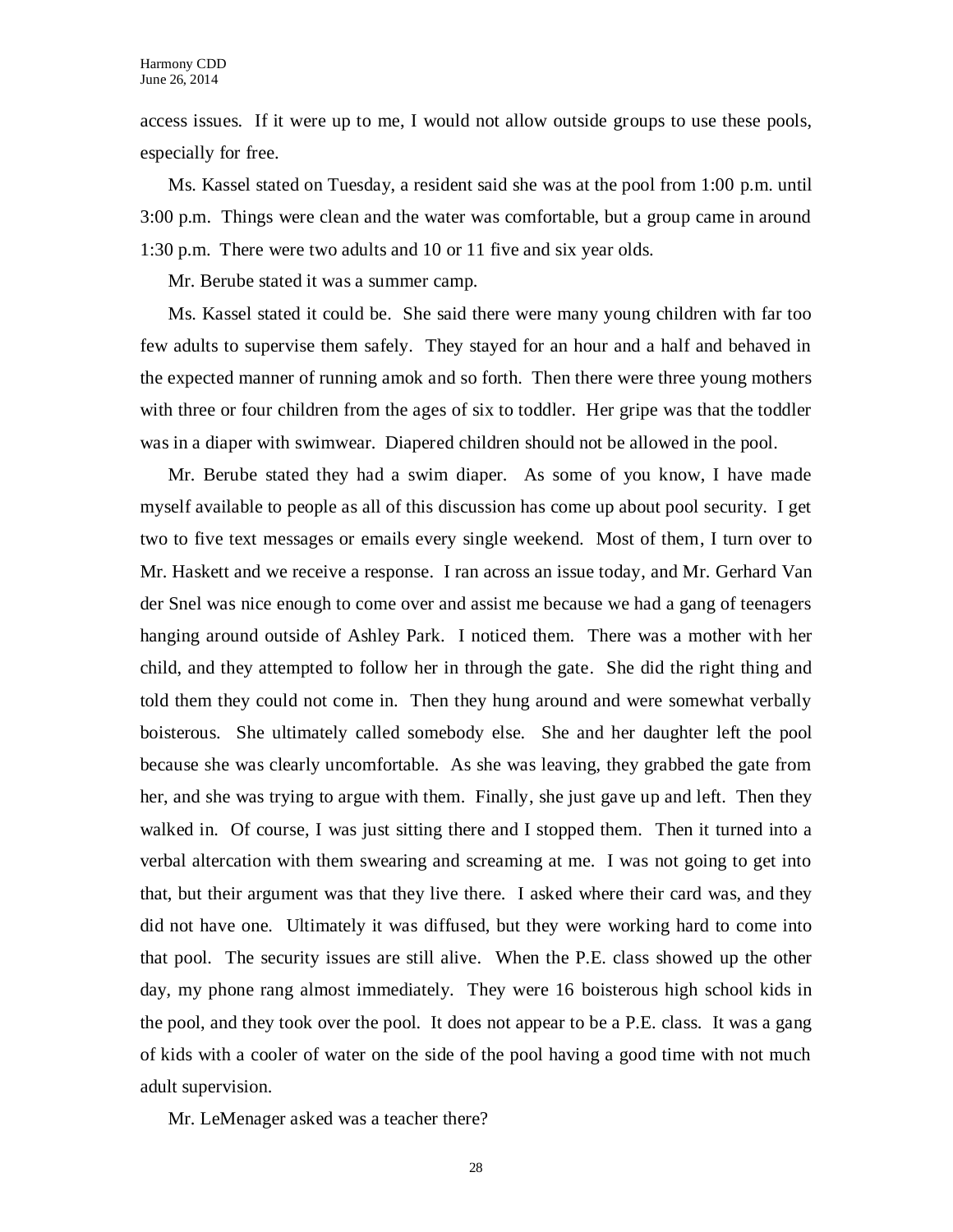access issues. If it were up to me, I would not allow outside groups to use these pools, especially for free.

Ms. Kassel stated on Tuesday, a resident said she was at the pool from 1:00 p.m. until 3:00 p.m. Things were clean and the water was comfortable, but a group came in around 1:30 p.m. There were two adults and 10 or 11 five and six year olds.

Mr. Berube stated it was a summer camp.

Ms. Kassel stated it could be. She said there were many young children with far too few adults to supervise them safely. They stayed for an hour and a half and behaved in the expected manner of running amok and so forth. Then there were three young mothers with three or four children from the ages of six to toddler. Her gripe was that the toddler was in a diaper with swimwear. Diapered children should not be allowed in the pool.

Mr. Berube stated they had a swim diaper. As some of you know, I have made myself available to people as all of this discussion has come up about pool security. I get two to five text messages or emails every single weekend. Most of them, I turn over to Mr. Haskett and we receive a response. I ran across an issue today, and Mr. Gerhard Van der Snel was nice enough to come over and assist me because we had a gang of teenagers hanging around outside of Ashley Park. I noticed them. There was a mother with her child, and they attempted to follow her in through the gate. She did the right thing and told them they could not come in. Then they hung around and were somewhat verbally boisterous. She ultimately called somebody else. She and her daughter left the pool because she was clearly uncomfortable. As she was leaving, they grabbed the gate from her, and she was trying to argue with them. Finally, she just gave up and left. Then they walked in. Of course, I was just sitting there and I stopped them. Then it turned into a verbal altercation with them swearing and screaming at me. I was not going to get into that, but their argument was that they live there. I asked where their card was, and they did not have one. Ultimately it was diffused, but they were working hard to come into that pool. The security issues are still alive. When the P.E. class showed up the other day, my phone rang almost immediately. They were 16 boisterous high school kids in the pool, and they took over the pool. It does not appear to be a P.E. class. It was a gang of kids with a cooler of water on the side of the pool having a good time with not much adult supervision.

Mr. LeMenager asked was a teacher there?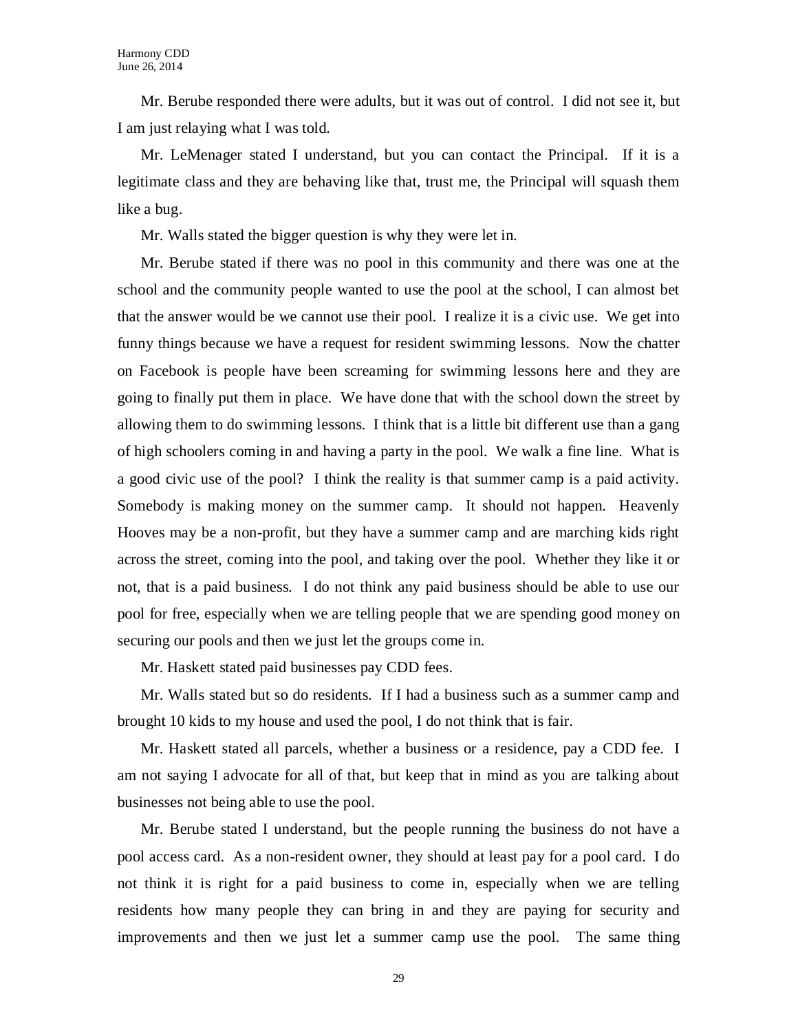Mr. Berube responded there were adults, but it was out of control. I did not see it, but I am just relaying what I was told.

Mr. LeMenager stated I understand, but you can contact the Principal. If it is a legitimate class and they are behaving like that, trust me, the Principal will squash them like a bug.

Mr. Walls stated the bigger question is why they were let in.

Mr. Berube stated if there was no pool in this community and there was one at the school and the community people wanted to use the pool at the school, I can almost bet that the answer would be we cannot use their pool. I realize it is a civic use. We get into funny things because we have a request for resident swimming lessons. Now the chatter on Facebook is people have been screaming for swimming lessons here and they are going to finally put them in place. We have done that with the school down the street by allowing them to do swimming lessons. I think that is a little bit different use than a gang of high schoolers coming in and having a party in the pool. We walk a fine line. What is a good civic use of the pool? I think the reality is that summer camp is a paid activity. Somebody is making money on the summer camp. It should not happen. Heavenly Hooves may be a non-profit, but they have a summer camp and are marching kids right across the street, coming into the pool, and taking over the pool. Whether they like it or not, that is a paid business. I do not think any paid business should be able to use our pool for free, especially when we are telling people that we are spending good money on securing our pools and then we just let the groups come in.

Mr. Haskett stated paid businesses pay CDD fees.

Mr. Walls stated but so do residents. If I had a business such as a summer camp and brought 10 kids to my house and used the pool, I do not think that is fair.

Mr. Haskett stated all parcels, whether a business or a residence, pay a CDD fee. I am not saying I advocate for all of that, but keep that in mind as you are talking about businesses not being able to use the pool.

Mr. Berube stated I understand, but the people running the business do not have a pool access card. As a non-resident owner, they should at least pay for a pool card. I do not think it is right for a paid business to come in, especially when we are telling residents how many people they can bring in and they are paying for security and improvements and then we just let a summer camp use the pool. The same thing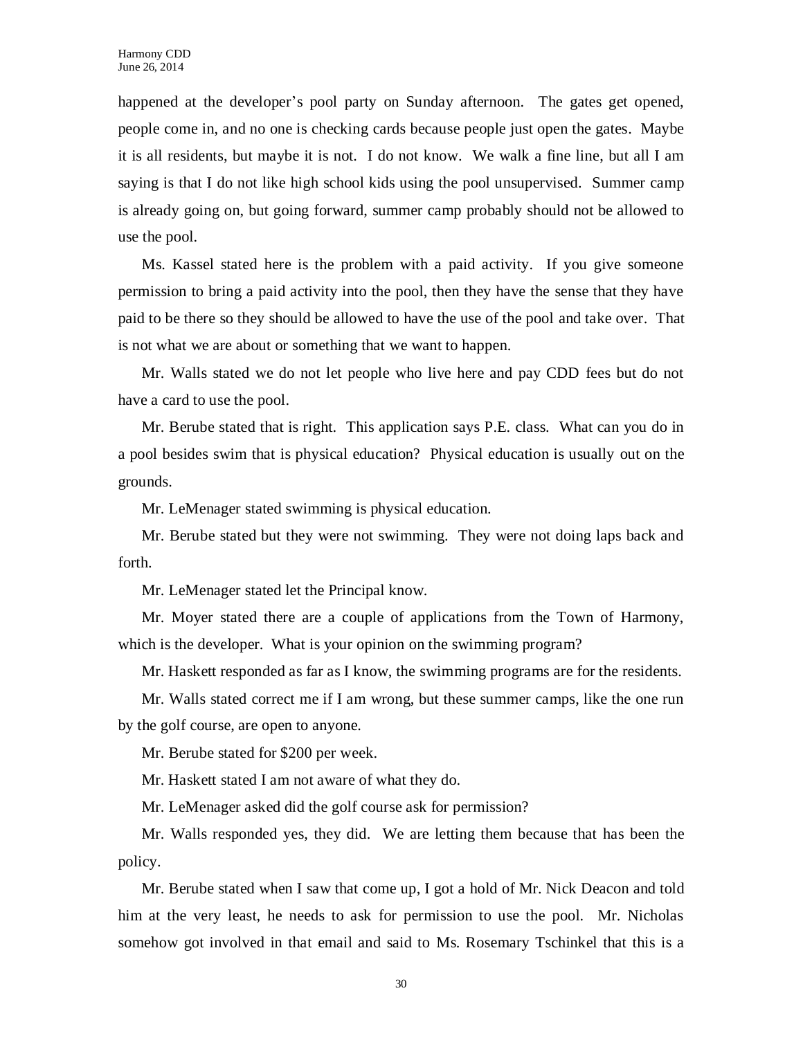happened at the developer's pool party on Sunday afternoon. The gates get opened, people come in, and no one is checking cards because people just open the gates. Maybe it is all residents, but maybe it is not. I do not know. We walk a fine line, but all I am saying is that I do not like high school kids using the pool unsupervised. Summer camp is already going on, but going forward, summer camp probably should not be allowed to use the pool.

Ms. Kassel stated here is the problem with a paid activity. If you give someone permission to bring a paid activity into the pool, then they have the sense that they have paid to be there so they should be allowed to have the use of the pool and take over. That is not what we are about or something that we want to happen.

Mr. Walls stated we do not let people who live here and pay CDD fees but do not have a card to use the pool.

Mr. Berube stated that is right. This application says P.E. class. What can you do in a pool besides swim that is physical education? Physical education is usually out on the grounds.

Mr. LeMenager stated swimming is physical education.

Mr. Berube stated but they were not swimming. They were not doing laps back and forth.

Mr. LeMenager stated let the Principal know.

Mr. Moyer stated there are a couple of applications from the Town of Harmony, which is the developer. What is your opinion on the swimming program?

Mr. Haskett responded as far as I know, the swimming programs are for the residents.

Mr. Walls stated correct me if I am wrong, but these summer camps, like the one run by the golf course, are open to anyone.

Mr. Berube stated for $200 per week.

Mr. Haskett stated I am not aware of what they do.

Mr. LeMenager asked did the golf course ask for permission?

Mr. Walls responded yes, they did. We are letting them because that has been the policy.

Mr. Berube stated when I saw that come up, I got a hold of Mr. Nick Deacon and told him at the very least, he needs to ask for permission to use the pool. Mr. Nicholas somehow got involved in that email and said to Ms. Rosemary Tschinkel that this is a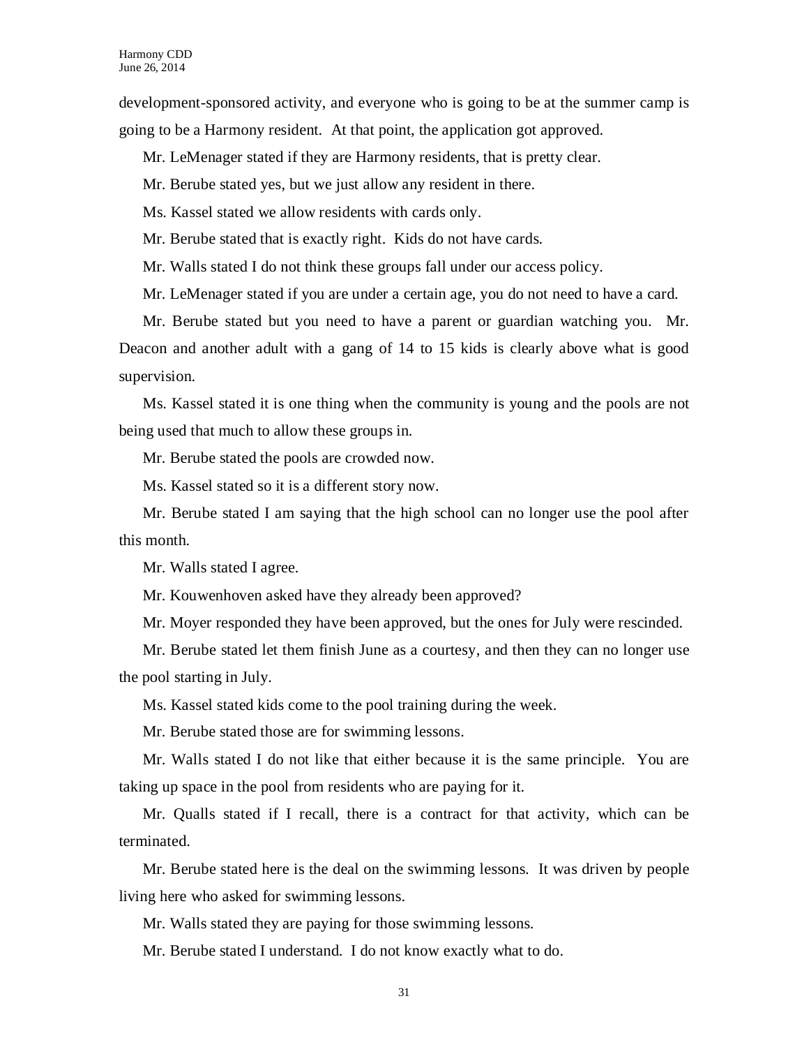development-sponsored activity, and everyone who is going to be at the summer camp is going to be a Harmony resident. At that point, the application got approved.

Mr. LeMenager stated if they are Harmony residents, that is pretty clear.

Mr. Berube stated yes, but we just allow any resident in there.

Ms. Kassel stated we allow residents with cards only.

Mr. Berube stated that is exactly right. Kids do not have cards.

Mr. Walls stated I do not think these groups fall under our access policy.

Mr. LeMenager stated if you are under a certain age, you do not need to have a card.

Mr. Berube stated but you need to have a parent or guardian watching you. Mr. Deacon and another adult with a gang of 14 to 15 kids is clearly above what is good supervision.

Ms. Kassel stated it is one thing when the community is young and the pools are not being used that much to allow these groups in.

Mr. Berube stated the pools are crowded now.

Ms. Kassel stated so it is a different story now.

Mr. Berube stated I am saying that the high school can no longer use the pool after this month.

Mr. Walls stated I agree.

Mr. Kouwenhoven asked have they already been approved?

Mr. Moyer responded they have been approved, but the ones for July were rescinded.

Mr. Berube stated let them finish June as a courtesy, and then they can no longer use the pool starting in July.

Ms. Kassel stated kids come to the pool training during the week.

Mr. Berube stated those are for swimming lessons.

Mr. Walls stated I do not like that either because it is the same principle. You are taking up space in the pool from residents who are paying for it.

Mr. Qualls stated if I recall, there is a contract for that activity, which can be terminated.

Mr. Berube stated here is the deal on the swimming lessons. It was driven by people living here who asked for swimming lessons.

Mr. Walls stated they are paying for those swimming lessons.

Mr. Berube stated I understand. I do not know exactly what to do.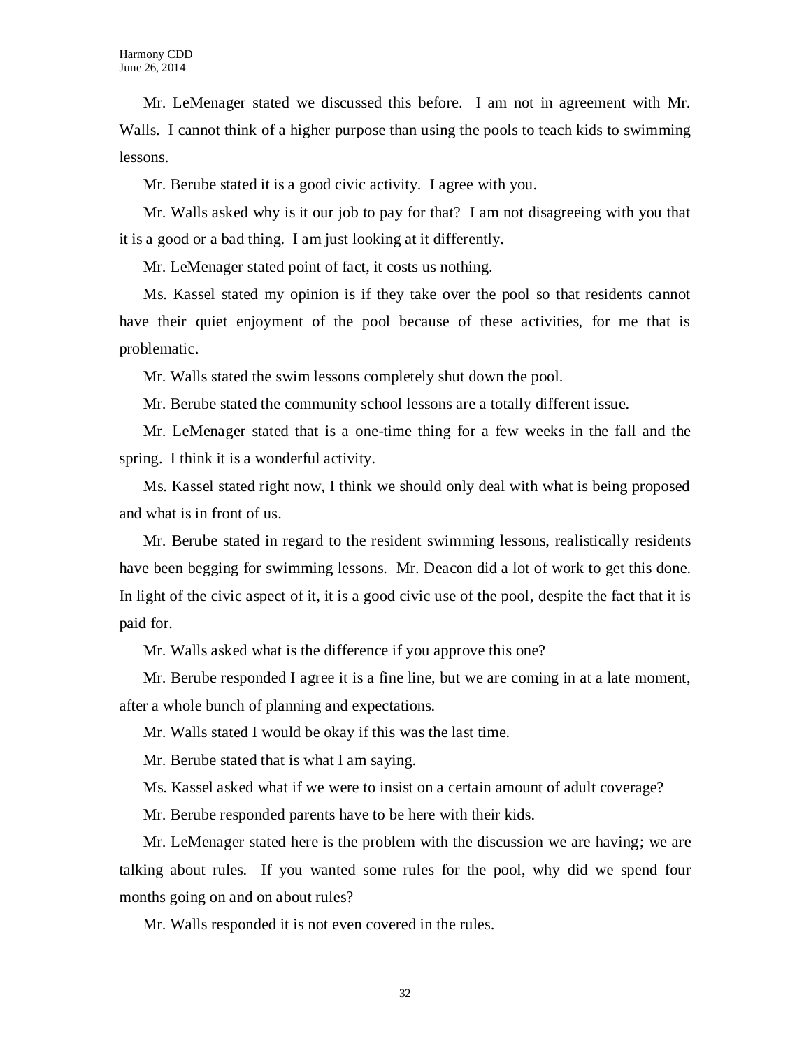Mr. LeMenager stated we discussed this before. I am not in agreement with Mr. Walls. I cannot think of a higher purpose than using the pools to teach kids to swimming lessons.

Mr. Berube stated it is a good civic activity. I agree with you.

Mr. Walls asked why is it our job to pay for that? I am not disagreeing with you that it is a good or a bad thing. I am just looking at it differently.

Mr. LeMenager stated point of fact, it costs us nothing.

Ms. Kassel stated my opinion is if they take over the pool so that residents cannot have their quiet enjoyment of the pool because of these activities, for me that is problematic.

Mr. Walls stated the swim lessons completely shut down the pool.

Mr. Berube stated the community school lessons are a totally different issue.

Mr. LeMenager stated that is a one-time thing for a few weeks in the fall and the spring. I think it is a wonderful activity.

Ms. Kassel stated right now, I think we should only deal with what is being proposed and what is in front of us.

Mr. Berube stated in regard to the resident swimming lessons, realistically residents have been begging for swimming lessons. Mr. Deacon did a lot of work to get this done. In light of the civic aspect of it, it is a good civic use of the pool, despite the fact that it is paid for.

Mr. Walls asked what is the difference if you approve this one?

Mr. Berube responded I agree it is a fine line, but we are coming in at a late moment, after a whole bunch of planning and expectations.

Mr. Walls stated I would be okay if this was the last time.

Mr. Berube stated that is what I am saying.

Ms. Kassel asked what if we were to insist on a certain amount of adult coverage?

Mr. Berube responded parents have to be here with their kids.

Mr. LeMenager stated here is the problem with the discussion we are having; we are talking about rules. If you wanted some rules for the pool, why did we spend four months going on and on about rules?

Mr. Walls responded it is not even covered in the rules.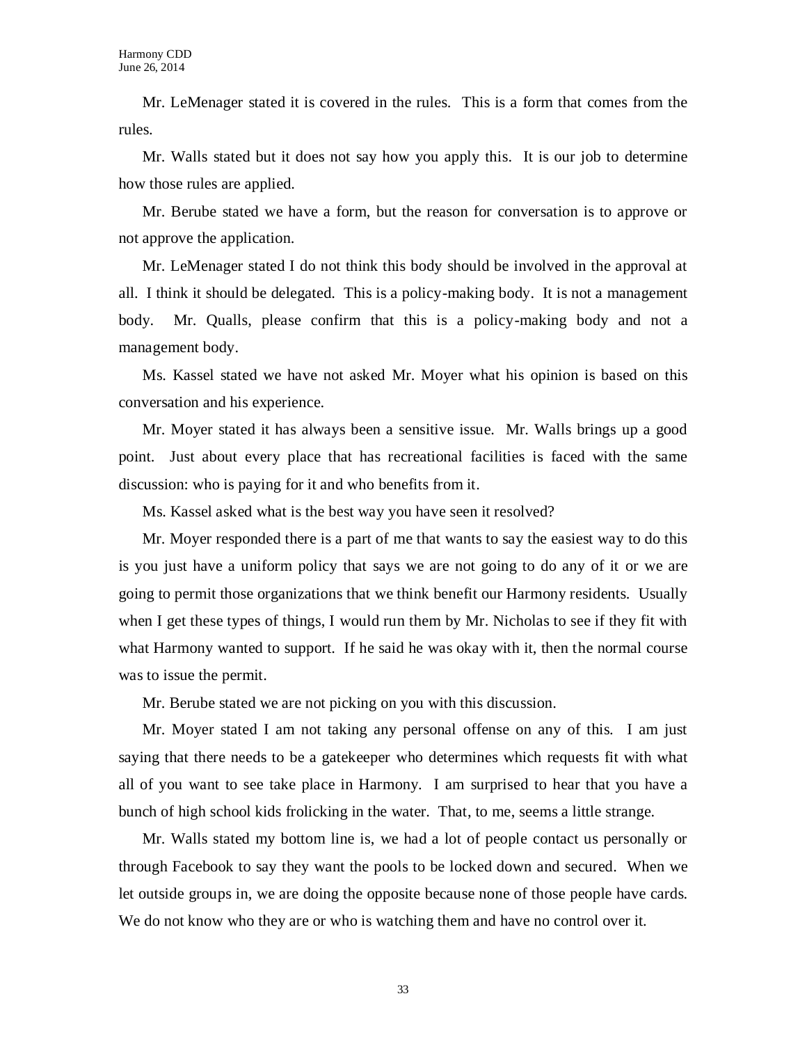Mr. LeMenager stated it is covered in the rules. This is a form that comes from the rules.

Mr. Walls stated but it does not say how you apply this. It is our job to determine how those rules are applied.

Mr. Berube stated we have a form, but the reason for conversation is to approve or not approve the application.

Mr. LeMenager stated I do not think this body should be involved in the approval at all. I think it should be delegated. This is a policy-making body. It is not a management body. Mr. Qualls, please confirm that this is a policy-making body and not a management body.

Ms. Kassel stated we have not asked Mr. Moyer what his opinion is based on this conversation and his experience.

Mr. Moyer stated it has always been a sensitive issue. Mr. Walls brings up a good point. Just about every place that has recreational facilities is faced with the same discussion: who is paying for it and who benefits from it.

Ms. Kassel asked what is the best way you have seen it resolved?

Mr. Moyer responded there is a part of me that wants to say the easiest way to do this is you just have a uniform policy that says we are not going to do any of it or we are going to permit those organizations that we think benefit our Harmony residents. Usually when I get these types of things, I would run them by Mr. Nicholas to see if they fit with what Harmony wanted to support. If he said he was okay with it, then the normal course was to issue the permit.

Mr. Berube stated we are not picking on you with this discussion.

Mr. Moyer stated I am not taking any personal offense on any of this. I am just saying that there needs to be a gatekeeper who determines which requests fit with what all of you want to see take place in Harmony. I am surprised to hear that you have a bunch of high school kids frolicking in the water. That, to me, seems a little strange.

Mr. Walls stated my bottom line is, we had a lot of people contact us personally or through Facebook to say they want the pools to be locked down and secured. When we let outside groups in, we are doing the opposite because none of those people have cards. We do not know who they are or who is watching them and have no control over it.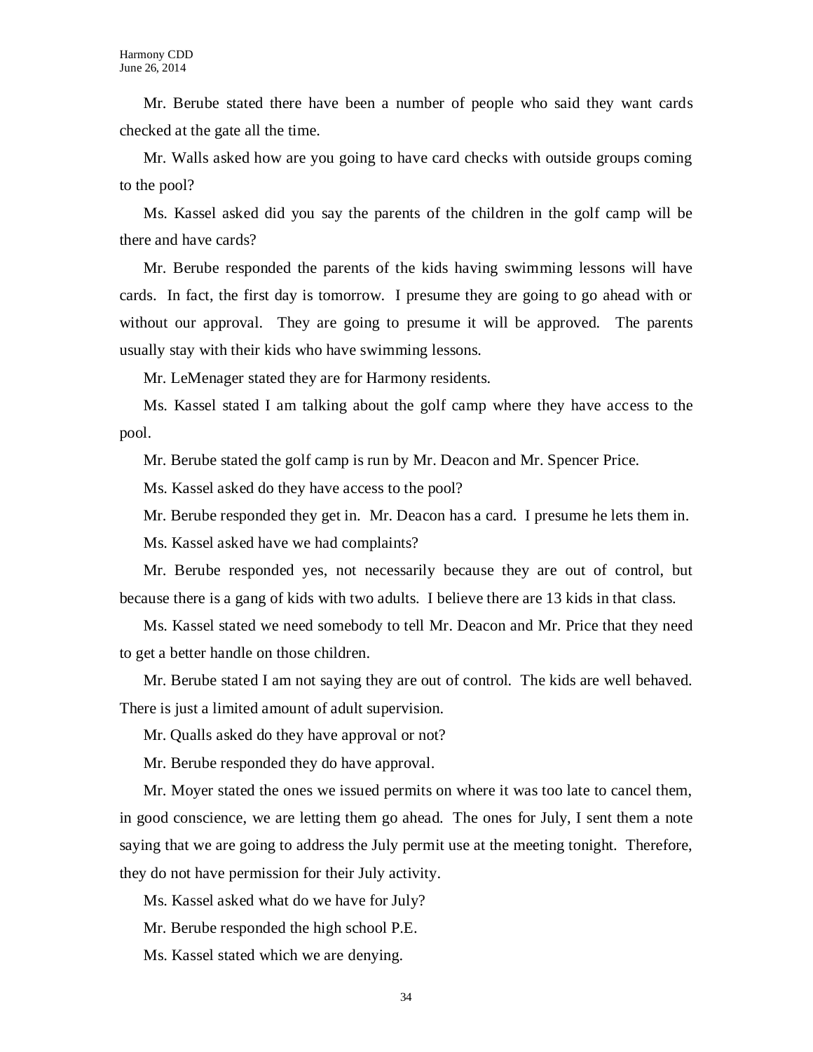Mr. Berube stated there have been a number of people who said they want cards checked at the gate all the time.

Mr. Walls asked how are you going to have card checks with outside groups coming to the pool?

Ms. Kassel asked did you say the parents of the children in the golf camp will be there and have cards?

Mr. Berube responded the parents of the kids having swimming lessons will have cards. In fact, the first day is tomorrow. I presume they are going to go ahead with or without our approval. They are going to presume it will be approved. The parents usually stay with their kids who have swimming lessons.

Mr. LeMenager stated they are for Harmony residents.

Ms. Kassel stated I am talking about the golf camp where they have access to the pool.

Mr. Berube stated the golf camp is run by Mr. Deacon and Mr. Spencer Price.

Ms. Kassel asked do they have access to the pool?

Mr. Berube responded they get in. Mr. Deacon has a card. I presume he lets them in.

Ms. Kassel asked have we had complaints?

Mr. Berube responded yes, not necessarily because they are out of control, but because there is a gang of kids with two adults. I believe there are 13 kids in that class.

Ms. Kassel stated we need somebody to tell Mr. Deacon and Mr. Price that they need to get a better handle on those children.

Mr. Berube stated I am not saying they are out of control. The kids are well behaved. There is just a limited amount of adult supervision.

Mr. Qualls asked do they have approval or not?

Mr. Berube responded they do have approval.

Mr. Moyer stated the ones we issued permits on where it was too late to cancel them, in good conscience, we are letting them go ahead. The ones for July, I sent them a note saying that we are going to address the July permit use at the meeting tonight. Therefore, they do not have permission for their July activity.

Ms. Kassel asked what do we have for July?

Mr. Berube responded the high school P.E.

Ms. Kassel stated which we are denying.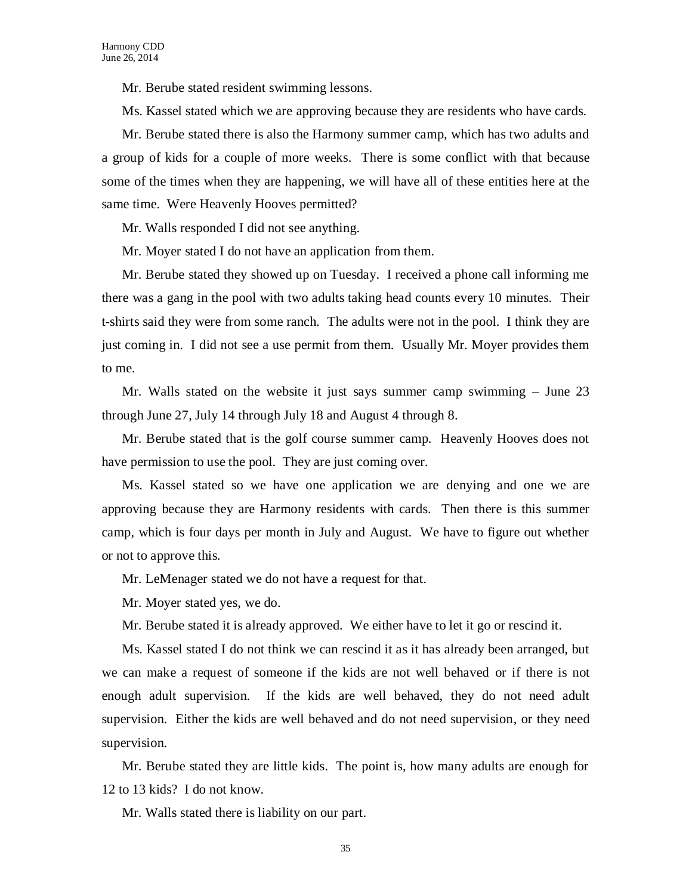Mr. Berube stated resident swimming lessons.

Ms. Kassel stated which we are approving because they are residents who have cards.

Mr. Berube stated there is also the Harmony summer camp, which has two adults and a group of kids for a couple of more weeks. There is some conflict with that because some of the times when they are happening, we will have all of these entities here at the same time. Were Heavenly Hooves permitted?

Mr. Walls responded I did not see anything.

Mr. Moyer stated I do not have an application from them.

Mr. Berube stated they showed up on Tuesday. I received a phone call informing me there was a gang in the pool with two adults taking head counts every 10 minutes. Their t-shirts said they were from some ranch. The adults were not in the pool. I think they are just coming in. I did not see a use permit from them. Usually Mr. Moyer provides them to me.

Mr. Walls stated on the website it just says summer camp swimming – June 23 through June 27, July 14 through July 18 and August 4 through 8.

Mr. Berube stated that is the golf course summer camp. Heavenly Hooves does not have permission to use the pool. They are just coming over.

Ms. Kassel stated so we have one application we are denying and one we are approving because they are Harmony residents with cards. Then there is this summer camp, which is four days per month in July and August. We have to figure out whether or not to approve this.

Mr. LeMenager stated we do not have a request for that.

Mr. Moyer stated yes, we do.

Mr. Berube stated it is already approved. We either have to let it go or rescind it.

Ms. Kassel stated I do not think we can rescind it as it has already been arranged, but we can make a request of someone if the kids are not well behaved or if there is not enough adult supervision. If the kids are well behaved, they do not need adult supervision. Either the kids are well behaved and do not need supervision, or they need supervision.

Mr. Berube stated they are little kids. The point is, how many adults are enough for 12 to 13 kids? I do not know.

Mr. Walls stated there is liability on our part.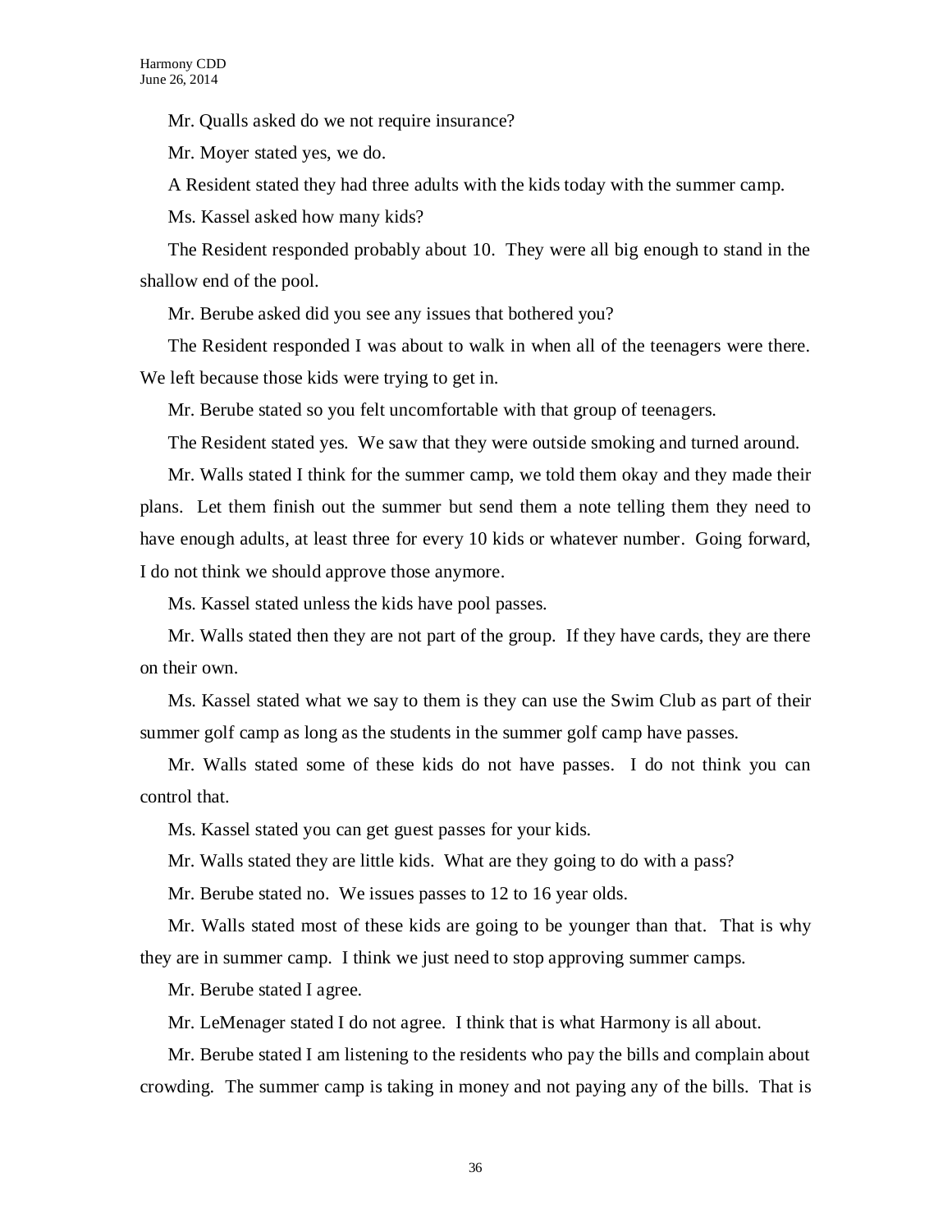Mr. Qualls asked do we not require insurance?

Mr. Moyer stated yes, we do.

A Resident stated they had three adults with the kids today with the summer camp.

Ms. Kassel asked how many kids?

The Resident responded probably about 10. They were all big enough to stand in the shallow end of the pool.

Mr. Berube asked did you see any issues that bothered you?

The Resident responded I was about to walk in when all of the teenagers were there. We left because those kids were trying to get in.

Mr. Berube stated so you felt uncomfortable with that group of teenagers.

The Resident stated yes. We saw that they were outside smoking and turned around.

Mr. Walls stated I think for the summer camp, we told them okay and they made their plans. Let them finish out the summer but send them a note telling them they need to have enough adults, at least three for every 10 kids or whatever number. Going forward, I do not think we should approve those anymore.

Ms. Kassel stated unless the kids have pool passes.

Mr. Walls stated then they are not part of the group. If they have cards, they are there on their own.

Ms. Kassel stated what we say to them is they can use the Swim Club as part of their summer golf camp as long as the students in the summer golf camp have passes.

Mr. Walls stated some of these kids do not have passes. I do not think you can control that.

Ms. Kassel stated you can get guest passes for your kids.

Mr. Walls stated they are little kids. What are they going to do with a pass?

Mr. Berube stated no. We issues passes to 12 to 16 year olds.

Mr. Walls stated most of these kids are going to be younger than that. That is why they are in summer camp. I think we just need to stop approving summer camps.

Mr. Berube stated I agree.

Mr. LeMenager stated I do not agree. I think that is what Harmony is all about.

Mr. Berube stated I am listening to the residents who pay the bills and complain about crowding. The summer camp is taking in money and not paying any of the bills. That is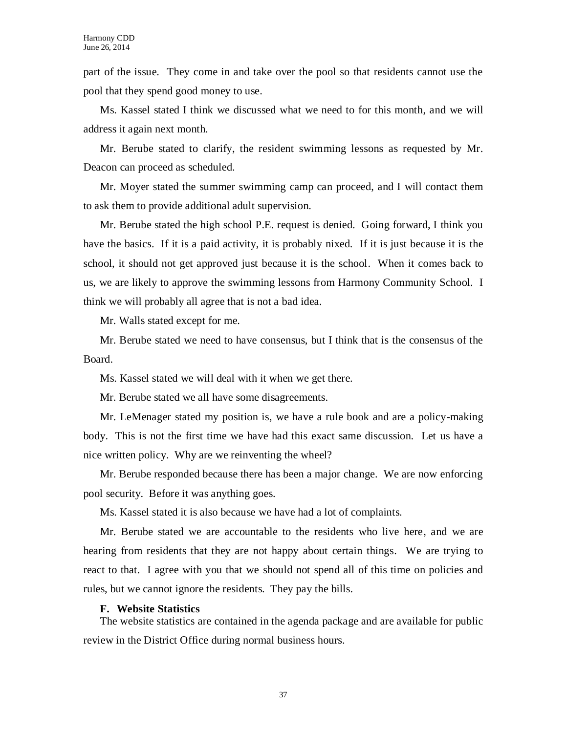part of the issue. They come in and take over the pool so that residents cannot use the pool that they spend good money to use.

Ms. Kassel stated I think we discussed what we need to for this month, and we will address it again next month.

Mr. Berube stated to clarify, the resident swimming lessons as requested by Mr. Deacon can proceed as scheduled.

Mr. Moyer stated the summer swimming camp can proceed, and I will contact them to ask them to provide additional adult supervision.

Mr. Berube stated the high school P.E. request is denied. Going forward, I think you have the basics. If it is a paid activity, it is probably nixed. If it is just because it is the school, it should not get approved just because it is the school. When it comes back to us, we are likely to approve the swimming lessons from Harmony Community School. I think we will probably all agree that is not a bad idea.

Mr. Walls stated except for me.

Mr. Berube stated we need to have consensus, but I think that is the consensus of the Board.

Ms. Kassel stated we will deal with it when we get there.

Mr. Berube stated we all have some disagreements.

Mr. LeMenager stated my position is, we have a rule book and are a policy-making body. This is not the first time we have had this exact same discussion. Let us have a nice written policy. Why are we reinventing the wheel?

Mr. Berube responded because there has been a major change. We are now enforcing pool security. Before it was anything goes.

Ms. Kassel stated it is also because we have had a lot of complaints.

Mr. Berube stated we are accountable to the residents who live here, and we are hearing from residents that they are not happy about certain things. We are trying to react to that. I agree with you that we should not spend all of this time on policies and rules, but we cannot ignore the residents. They pay the bills.

**F. Website Statistics**

The website statistics are contained in the agenda package and are available for public review in the District Office during normal business hours.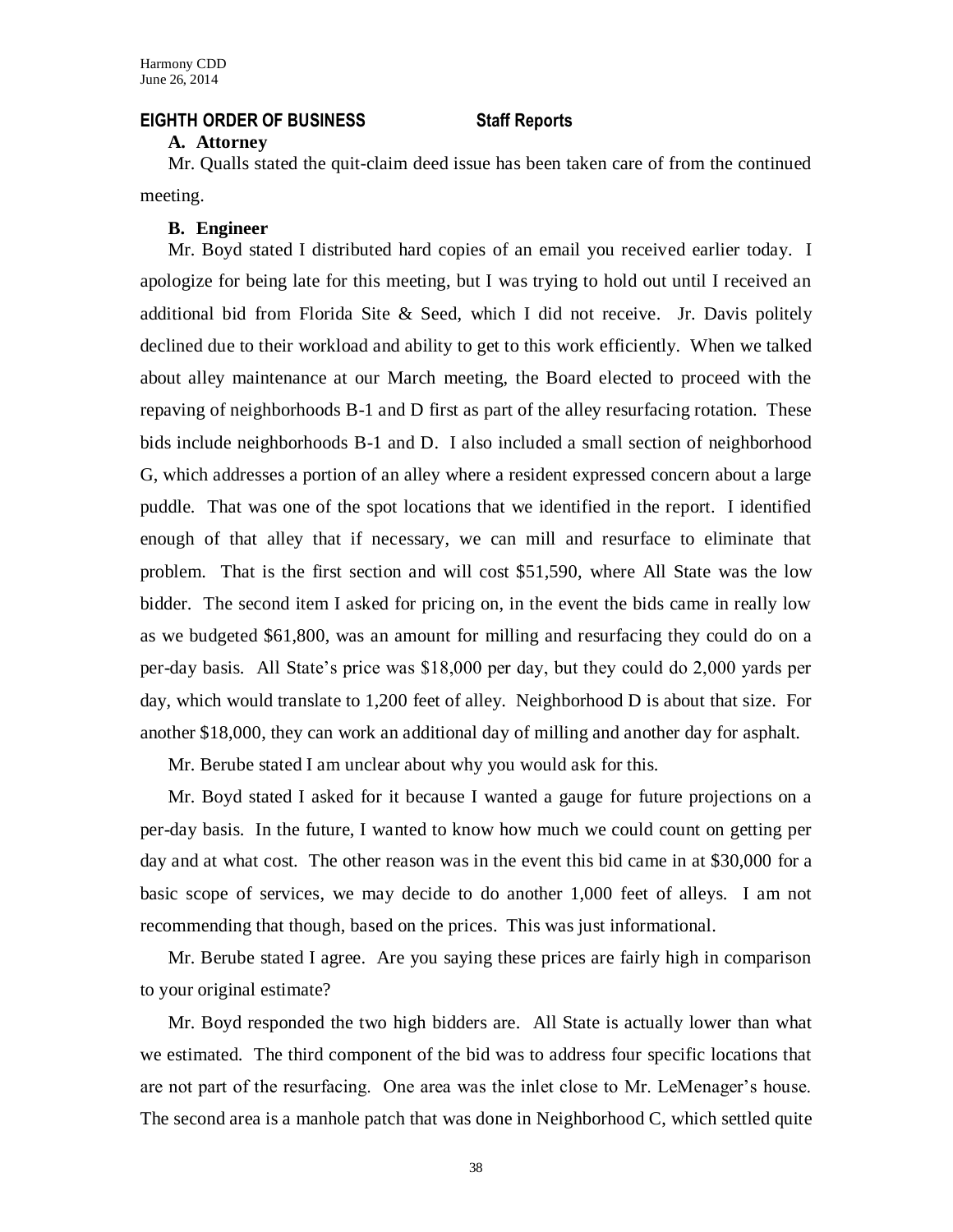## EIGHTH ORDER OF BUSINESS Staff Reports

**A. Attorney**

Mr. Qualls stated the quit-claim deed issue has been taken care of from the continued meeting.

**B. Engineer**

Mr. Boyd stated I distributed hard copies of an email you received earlier today. I apologize for being late for this meeting, but I was trying to hold out until I received an additional bid from Florida Site & Seed, which I did not receive. Jr. Davis politely declined due to their workload and ability to get to this work efficiently. When we talked about alley maintenance at our March meeting, the Board elected to proceed with the repaving of neighborhoods B-1 and D first as part of the alley resurfacing rotation. These bids include neighborhoods B-1 and D. I also included a small section of neighborhood G, which addresses a portion of an alley where a resident expressed concern about a large puddle. That was one of the spot locations that we identified in the report. I identified enough of that alley that if necessary, we can mill and resurface to eliminate that problem. That is the first section and will cost $51,590, where All State was the low bidder. The second item I asked for pricing on, in the event the bids came in really low as we budgeted $61,800, was an amount for milling and resurfacing they could do on a per-day basis. All State's price was $18,000 per day, but they could do 2,000 yards per day, which would translate to 1,200 feet of alley. Neighborhood D is about that size. For another $18,000, they can work an additional day of milling and another day for asphalt.

Mr. Berube stated I am unclear about why you would ask for this.

Mr. Boyd stated I asked for it because I wanted a gauge for future projections on a per-day basis. In the future, I wanted to know how much we could count on getting per day and at what cost. The other reason was in the event this bid came in at $30,000 for a basic scope of services, we may decide to do another 1,000 feet of alleys. I am not recommending that though, based on the prices. This was just informational.

Mr. Berube stated I agree. Are you saying these prices are fairly high in comparison to your original estimate?

Mr. Boyd responded the two high bidders are. All State is actually lower than what we estimated. The third component of the bid was to address four specific locations that are not part of the resurfacing. One area was the inlet close to Mr. LeMenager's house. The second area is a manhole patch that was done in Neighborhood C, which settled quite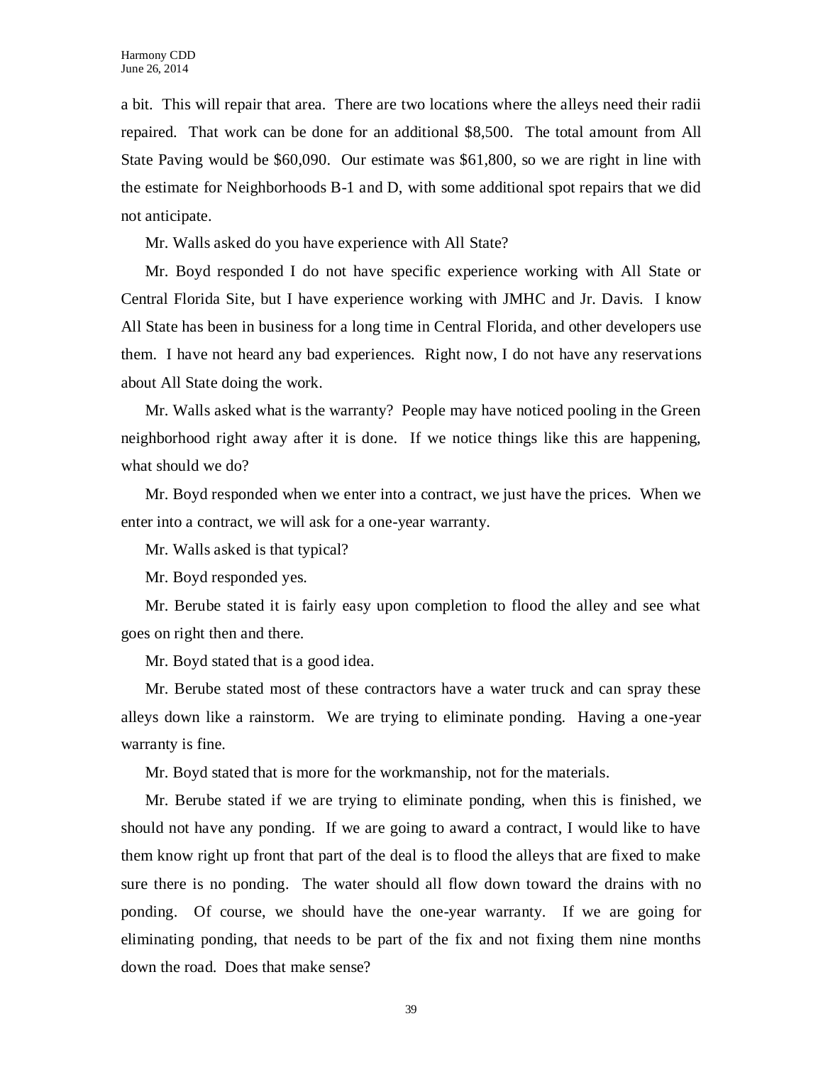a bit. This will repair that area. There are two locations where the alleys need their radii repaired. That work can be done for an additional $8,500. The total amount from All State Paving would be $60,090. Our estimate was $61,800, so we are right in line with the estimate for Neighborhoods B-1 and D, with some additional spot repairs that we did not anticipate.

Mr. Walls asked do you have experience with All State?

Mr. Boyd responded I do not have specific experience working with All State or Central Florida Site, but I have experience working with JMHC and Jr. Davis. I know All State has been in business for a long time in Central Florida, and other developers use them. I have not heard any bad experiences. Right now, I do not have any reservations about All State doing the work.

Mr. Walls asked what is the warranty? People may have noticed pooling in the Green neighborhood right away after it is done. If we notice things like this are happening, what should we do?

Mr. Boyd responded when we enter into a contract, we just have the prices. When we enter into a contract, we will ask for a one-year warranty.

Mr. Walls asked is that typical?

Mr. Boyd responded yes.

Mr. Berube stated it is fairly easy upon completion to flood the alley and see what goes on right then and there.

Mr. Boyd stated that is a good idea.

Mr. Berube stated most of these contractors have a water truck and can spray these alleys down like a rainstorm. We are trying to eliminate ponding. Having a one-year warranty is fine.

Mr. Boyd stated that is more for the workmanship, not for the materials.

Mr. Berube stated if we are trying to eliminate ponding, when this is finished, we should not have any ponding. If we are going to award a contract, I would like to have them know right up front that part of the deal is to flood the alleys that are fixed to make sure there is no ponding. The water should all flow down toward the drains with no ponding. Of course, we should have the one-year warranty. If we are going for eliminating ponding, that needs to be part of the fix and not fixing them nine months down the road. Does that make sense?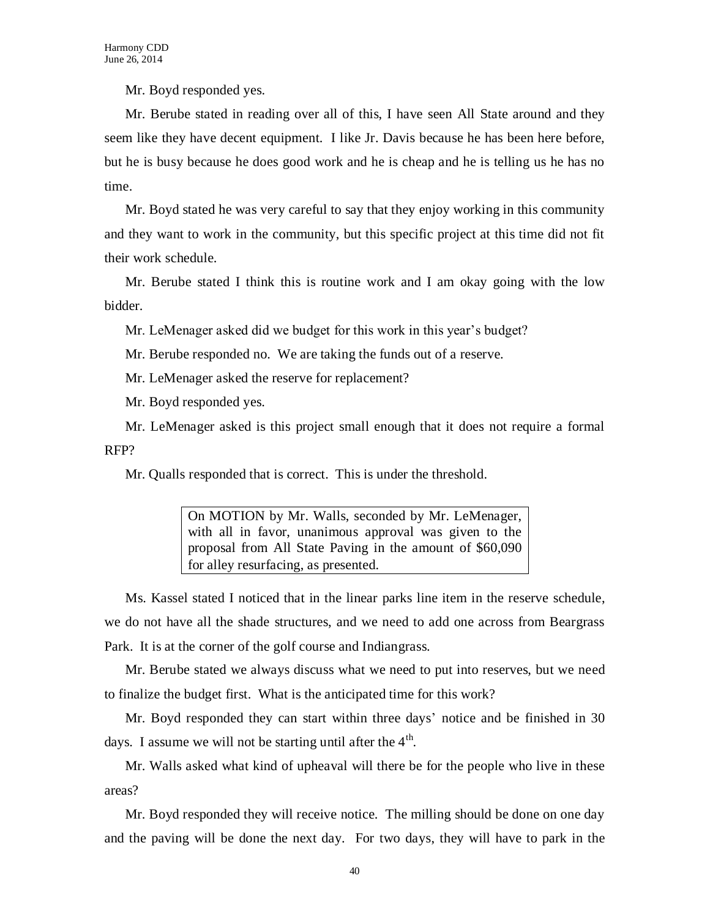Mr. Boyd responded yes.

Mr. Berube stated in reading over all of this, I have seen All State around and they seem like they have decent equipment. I like Jr. Davis because he has been here before, but he is busy because he does good work and he is cheap and he is telling us he has no time.

Mr. Boyd stated he was very careful to say that they enjoy working in this community and they want to work in the community, but this specific project at this time did not fit their work schedule.

Mr. Berube stated I think this is routine work and I am okay going with the low bidder.

Mr. LeMenager asked did we budget for this work in this year's budget?

Mr. Berube responded no. We are taking the funds out of a reserve.

Mr. LeMenager asked the reserve for replacement?

Mr. Boyd responded yes.

Mr. LeMenager asked is this project small enough that it does not require a formal RFP?

Mr. Qualls responded that is correct. This is under the threshold.

> On MOTION by Mr. Walls, seconded by Mr. LeMenager, with all in favor, unanimous approval was given to the proposal from All State Paving in the amount of $60,090 for alley resurfacing, as presented.

Ms. Kassel stated I noticed that in the linear parks line item in the reserve schedule, we do not have all the shade structures, and we need to add one across from Beargrass Park. It is at the corner of the golf course and Indiangrass.

Mr. Berube stated we always discuss what we need to put into reserves, but we need to finalize the budget first. What is the anticipated time for this work?

Mr. Boyd responded they can start within three days' notice and be finished in 30 days. I assume we will not be starting until after the 4th.

Mr. Walls asked what kind of upheaval will there be for the people who live in these areas?

Mr. Boyd responded they will receive notice. The milling should be done on one day and the paving will be done the next day. For two days, they will have to park in the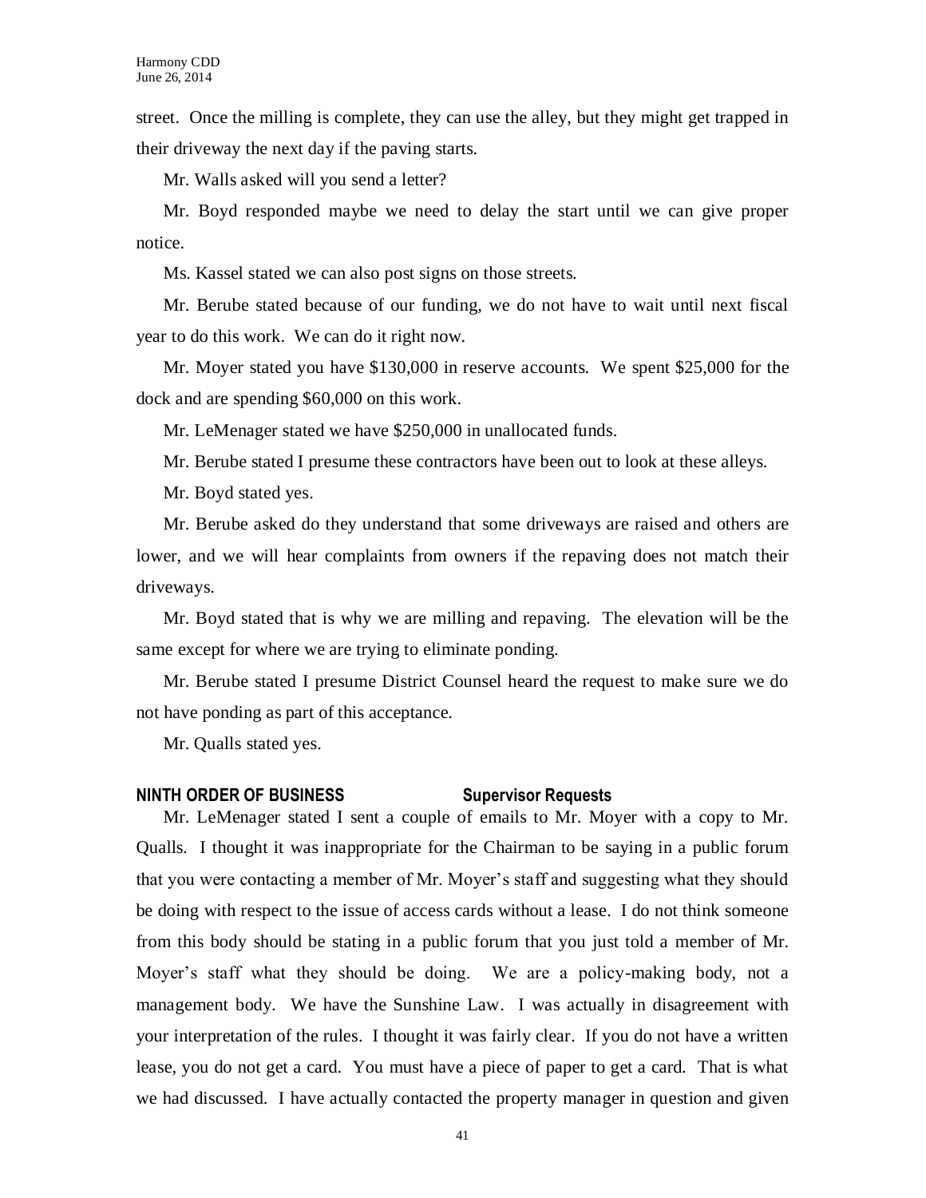street. Once the milling is complete, they can use the alley, but they might get trapped in their driveway the next day if the paving starts.

Mr. Walls asked will you send a letter?

Mr. Boyd responded maybe we need to delay the start until we can give proper notice.

Ms. Kassel stated we can also post signs on those streets.

Mr. Berube stated because of our funding, we do not have to wait until next fiscal year to do this work. We can do it right now.

Mr. Moyer stated you have $130,000 in reserve accounts. We spent $25,000 for the dock and are spending $60,000 on this work.

Mr. LeMenager stated we have $250,000 in unallocated funds.

Mr. Berube stated I presume these contractors have been out to look at these alleys.

Mr. Boyd stated yes.

Mr. Berube asked do they understand that some driveways are raised and others are lower, and we will hear complaints from owners if the repaving does not match their driveways.

Mr. Boyd stated that is why we are milling and repaving. The elevation will be the same except for where we are trying to eliminate ponding.

Mr. Berube stated I presume District Counsel heard the request to make sure we do not have ponding as part of this acceptance.

Mr. Qualls stated yes.

## NINTH ORDER OF BUSINESS Supervisor Requests

Mr. LeMenager stated I sent a couple of emails to Mr. Moyer with a copy to Mr. Qualls. I thought it was inappropriate for the Chairman to be saying in a public forum that you were contacting a member of Mr. Moyer's staff and suggesting what they should be doing with respect to the issue of access cards without a lease. I do not think someone from this body should be stating in a public forum that you just told a member of Mr. Moyer's staff what they should be doing. We are a policy-making body, not a management body. We have the Sunshine Law. I was actually in disagreement with your interpretation of the rules. I thought it was fairly clear. If you do not have a written lease, you do not get a card. You must have a piece of paper to get a card. That is what we had discussed. I have actually contacted the property manager in question and given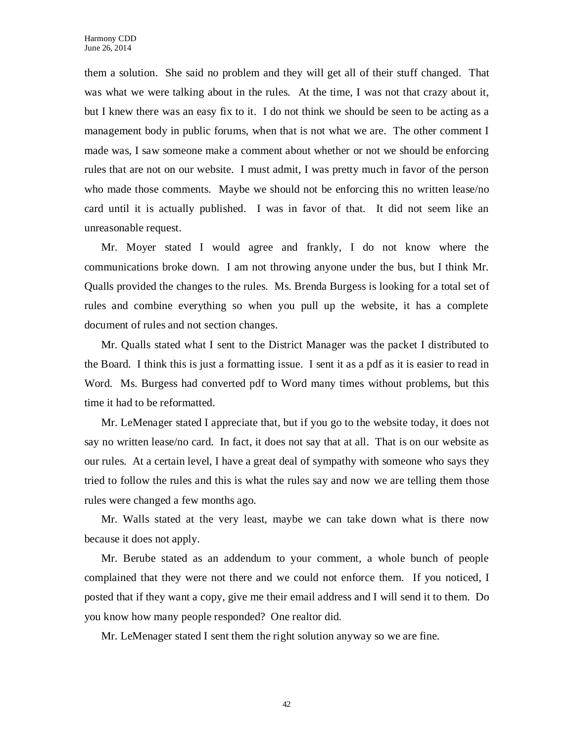them a solution. She said no problem and they will get all of their stuff changed. That was what we were talking about in the rules. At the time, I was not that crazy about it, but I knew there was an easy fix to it. I do not think we should be seen to be acting as a management body in public forums, when that is not what we are. The other comment I made was, I saw someone make a comment about whether or not we should be enforcing rules that are not on our website. I must admit, I was pretty much in favor of the person who made those comments. Maybe we should not be enforcing this no written lease/no card until it is actually published. I was in favor of that. It did not seem like an unreasonable request.

Mr. Moyer stated I would agree and frankly, I do not know where the communications broke down. I am not throwing anyone under the bus, but I think Mr. Qualls provided the changes to the rules. Ms. Brenda Burgess is looking for a total set of rules and combine everything so when you pull up the website, it has a complete document of rules and not section changes.

Mr. Qualls stated what I sent to the District Manager was the packet I distributed to the Board. I think this is just a formatting issue. I sent it as a pdf as it is easier to read in Word. Ms. Burgess had converted pdf to Word many times without problems, but this time it had to be reformatted.

Mr. LeMenager stated I appreciate that, but if you go to the website today, it does not say no written lease/no card. In fact, it does not say that at all. That is on our website as our rules. At a certain level, I have a great deal of sympathy with someone who says they tried to follow the rules and this is what the rules say and now we are telling them those rules were changed a few months ago.

Mr. Walls stated at the very least, maybe we can take down what is there now because it does not apply.

Mr. Berube stated as an addendum to your comment, a whole bunch of people complained that they were not there and we could not enforce them. If you noticed, I posted that if they want a copy, give me their email address and I will send it to them. Do you know how many people responded? One realtor did.

Mr. LeMenager stated I sent them the right solution anyway so we are fine.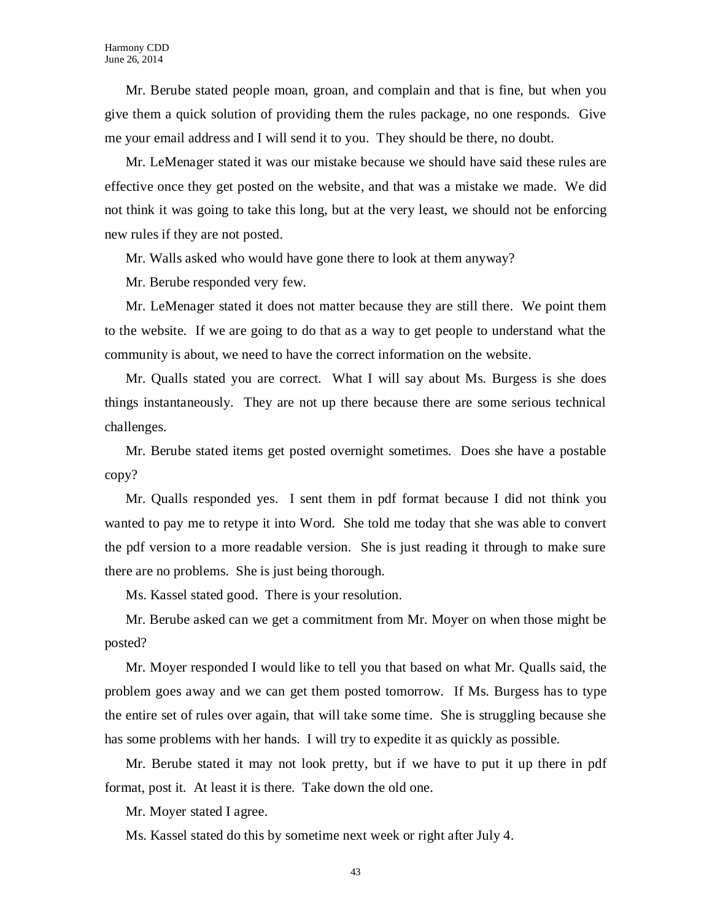Mr. Berube stated people moan, groan, and complain and that is fine, but when you give them a quick solution of providing them the rules package, no one responds. Give me your email address and I will send it to you. They should be there, no doubt.

Mr. LeMenager stated it was our mistake because we should have said these rules are effective once they get posted on the website, and that was a mistake we made. We did not think it was going to take this long, but at the very least, we should not be enforcing new rules if they are not posted.

Mr. Walls asked who would have gone there to look at them anyway?

Mr. Berube responded very few.

Mr. LeMenager stated it does not matter because they are still there. We point them to the website. If we are going to do that as a way to get people to understand what the community is about, we need to have the correct information on the website.

Mr. Qualls stated you are correct. What I will say about Ms. Burgess is she does things instantaneously. They are not up there because there are some serious technical challenges.

Mr. Berube stated items get posted overnight sometimes. Does she have a postable copy?

Mr. Qualls responded yes. I sent them in pdf format because I did not think you wanted to pay me to retype it into Word. She told me today that she was able to convert the pdf version to a more readable version. She is just reading it through to make sure there are no problems. She is just being thorough.

Ms. Kassel stated good. There is your resolution.

Mr. Berube asked can we get a commitment from Mr. Moyer on when those might be posted?

Mr. Moyer responded I would like to tell you that based on what Mr. Qualls said, the problem goes away and we can get them posted tomorrow. If Ms. Burgess has to type the entire set of rules over again, that will take some time. She is struggling because she has some problems with her hands. I will try to expedite it as quickly as possible.

Mr. Berube stated it may not look pretty, but if we have to put it up there in pdf format, post it. At least it is there. Take down the old one.

Mr. Moyer stated I agree.

Ms. Kassel stated do this by sometime next week or right after July 4.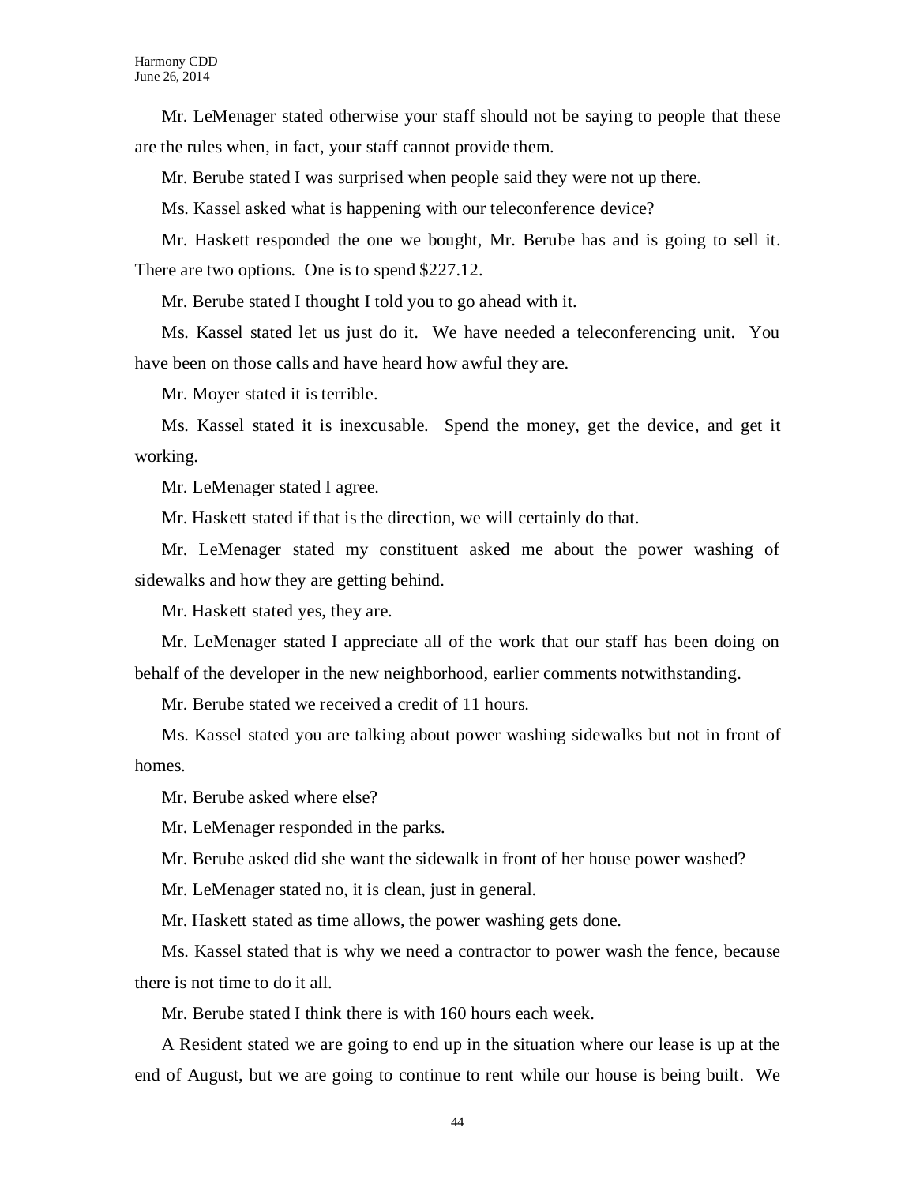Mr. LeMenager stated otherwise your staff should not be saying to people that these are the rules when, in fact, your staff cannot provide them.

Mr. Berube stated I was surprised when people said they were not up there.

Ms. Kassel asked what is happening with our teleconference device?

Mr. Haskett responded the one we bought, Mr. Berube has and is going to sell it. There are two options. One is to spend $227.12.

Mr. Berube stated I thought I told you to go ahead with it.

Ms. Kassel stated let us just do it. We have needed a teleconferencing unit. You have been on those calls and have heard how awful they are.

Mr. Moyer stated it is terrible.

Ms. Kassel stated it is inexcusable. Spend the money, get the device, and get it working.

Mr. LeMenager stated I agree.

Mr. Haskett stated if that is the direction, we will certainly do that.

Mr. LeMenager stated my constituent asked me about the power washing of sidewalks and how they are getting behind.

Mr. Haskett stated yes, they are.

Mr. LeMenager stated I appreciate all of the work that our staff has been doing on behalf of the developer in the new neighborhood, earlier comments notwithstanding.

Mr. Berube stated we received a credit of 11 hours.

Ms. Kassel stated you are talking about power washing sidewalks but not in front of homes.

Mr. Berube asked where else?

Mr. LeMenager responded in the parks.

Mr. Berube asked did she want the sidewalk in front of her house power washed?

Mr. LeMenager stated no, it is clean, just in general.

Mr. Haskett stated as time allows, the power washing gets done.

Ms. Kassel stated that is why we need a contractor to power wash the fence, because there is not time to do it all.

Mr. Berube stated I think there is with 160 hours each week.

A Resident stated we are going to end up in the situation where our lease is up at the end of August, but we are going to continue to rent while our house is being built. We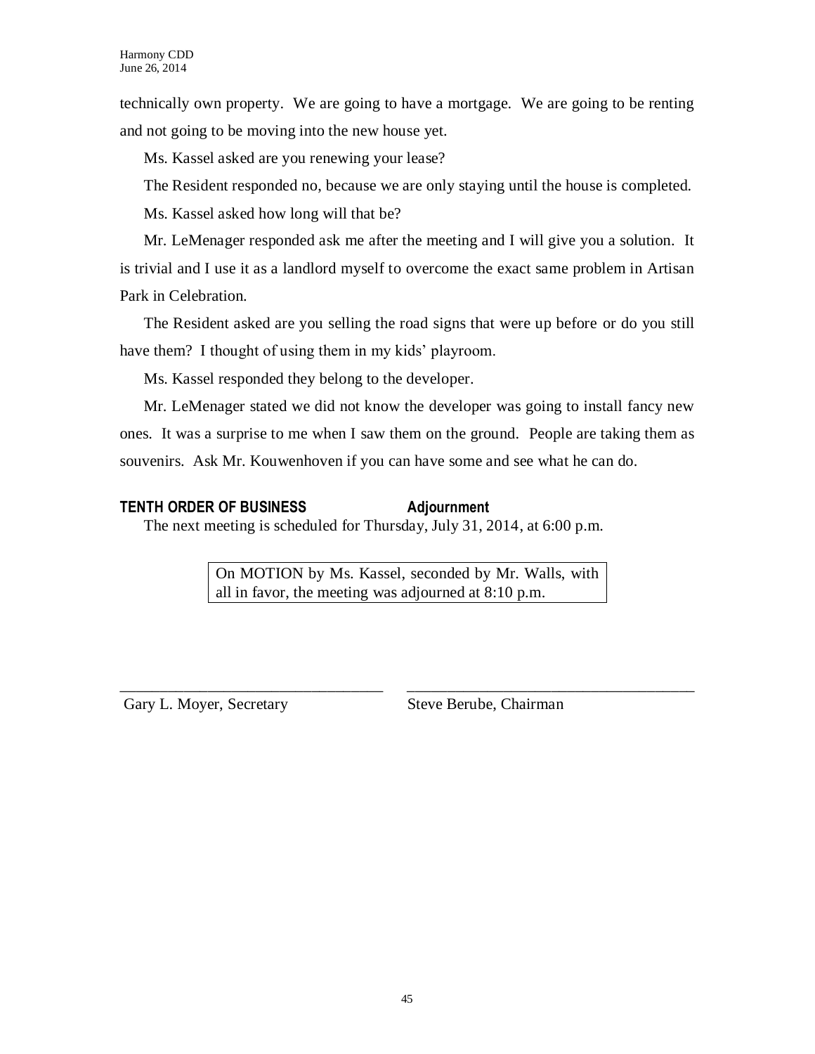technically own property. We are going to have a mortgage. We are going to be renting and not going to be moving into the new house yet.

Ms. Kassel asked are you renewing your lease?

The Resident responded no, because we are only staying until the house is completed.

Ms. Kassel asked how long will that be?

Mr. LeMenager responded ask me after the meeting and I will give you a solution. It is trivial and I use it as a landlord myself to overcome the exact same problem in Artisan Park in Celebration.

The Resident asked are you selling the road signs that were up before or do you still have them? I thought of using them in my kids' playroom.

Ms. Kassel responded they belong to the developer.

Mr. LeMenager stated we did not know the developer was going to install fancy new ones. It was a surprise to me when I saw them on the ground. People are taking them as souvenirs. Ask Mr. Kouwenhoven if you can have some and see what he can do.

**TENTH ORDER OF BUSINESS** **Adjournment**

The next meeting is scheduled for Thursday, July 31, 2014, at 6:00 p.m.

On MOTION by Ms. Kassel, seconded by Mr. Walls, with all in favor, the meeting was adjourned at 8:10 p.m.

\_\_\_\_\_\_\_\_\_\_\_\_\_\_\_\_\_\_\_\_\_\_\_\_\_\_\_\_\_\_\_\_\_\_ \_\_\_\_\_\_\_\_\_\_\_\_\_\_\_\_\_\_\_\_\_\_\_\_\_\_\_\_\_\_\_\_\_\_\_\_

Gary L. Moyer, Secretary Steve Berube, Chairman